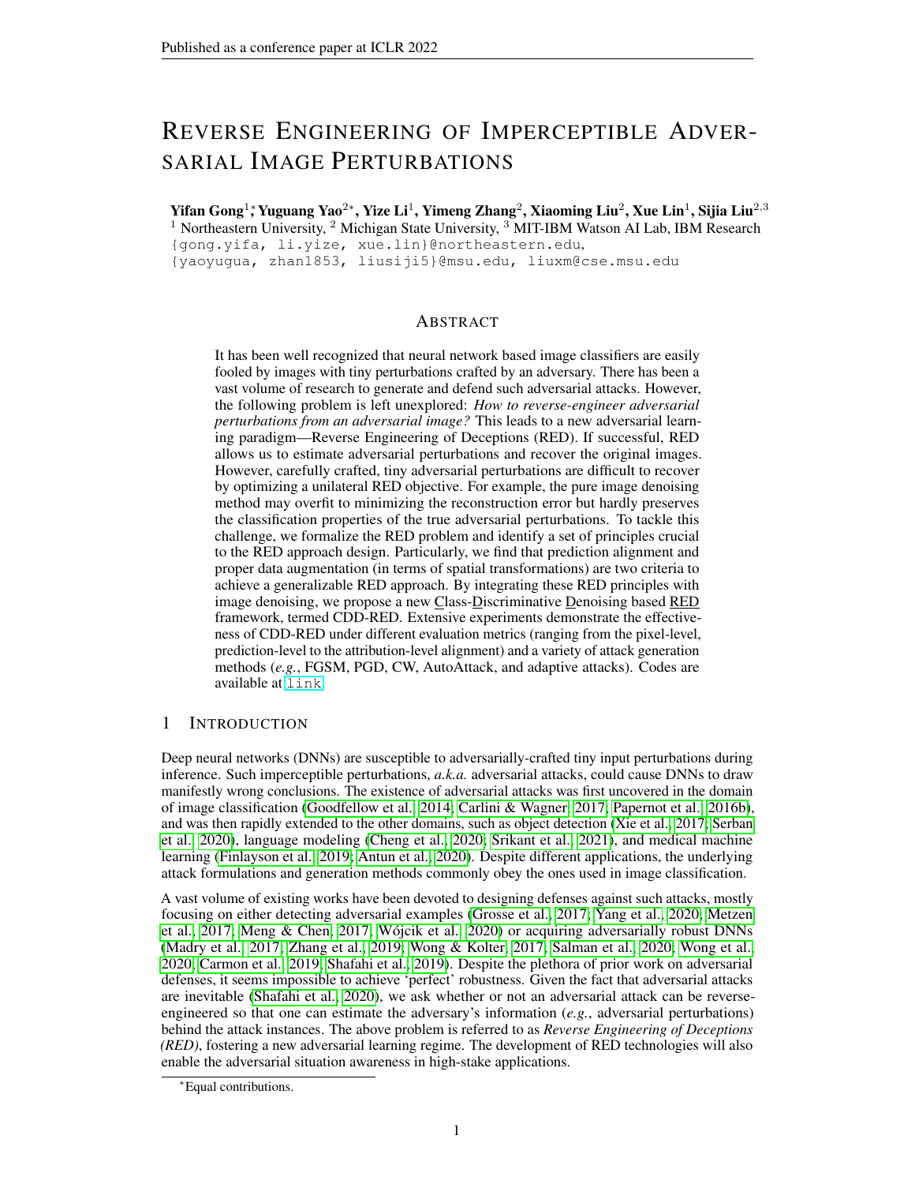# REVERSE ENGINEERING OF IMPERCEPTIBLE ADVERSARIAL IMAGE PERTURBATIONS

**Yifan Gong**[1]*, **Yuguang Yao**[2]*, **Yize Li**[1], **Yimeng Zhang**[2], **Xiaoming Liu**[2], **Xue Lin**[1], **Sijia Liu**[2,3]

[1] Northeastern University, [2] Michigan State University, [3] MIT-IBM Watson AI Lab, IBM Research

{gong.yifa, li.yize, xue.lin}@northeastern.edu,
{yaoyugua, zhan1853, liusiji5}@msu.edu, liuxm@cse.msu.edu

## ABSTRACT

It has been well recognized that neural network based image classifiers are easily fooled by images with tiny perturbations crafted by an adversary. There has been a vast volume of research to generate and defend such adversarial attacks. However, the following problem is left unexplored: *How to reverse-engineer adversarial perturbations from an adversarial image?* This leads to a new adversarial learning paradigm—Reverse Engineering of Deceptions (RED). If successful, RED allows us to estimate adversarial perturbations and recover the original images. However, carefully crafted, tiny adversarial perturbations are difficult to recover by optimizing a unilateral RED objective. For example, the pure image denoising method may overfit to minimizing the reconstruction error but hardly preserves the classification properties of the true adversarial perturbations. To tackle this challenge, we formalize the RED problem and identify a set of principles crucial to the RED approach design. Particularly, we find that prediction alignment and proper data augmentation (in terms of spatial transformations) are two criteria to achieve a generalizable RED approach. By integrating these RED principles with image denoising, we propose a new Class-Discriminative Denoising based RED framework, termed CDD-RED. Extensive experiments demonstrate the effectiveness of CDD-RED under different evaluation metrics (ranging from the pixel-level, prediction-level to the attribution-level alignment) and a variety of attack generation methods (*e.g.*, FGSM, PGD, CW, AutoAttack, and adaptive attacks). Codes are available at link.

## 1 INTRODUCTION

Deep neural networks (DNNs) are susceptible to adversarially-crafted tiny input perturbations during inference. Such imperceptible perturbations, *a.k.a.* adversarial attacks, could cause DNNs to draw manifestly wrong conclusions. The existence of adversarial attacks was first uncovered in the domain of image classification (Goodfellow et al., 2014; Carlini & Wagner, 2017; Papernot et al., 2016b), and was then rapidly extended to the other domains, such as object detection (Xie et al., 2017; Serban et al., 2020), language modeling (Cheng et al., 2020; Srikant et al., 2021), and medical machine learning (Finlayson et al., 2019; Antun et al., 2020). Despite different applications, the underlying attack formulations and generation methods commonly obey the ones used in image classification.

A vast volume of existing works have been devoted to designing defenses against such attacks, mostly focusing on either detecting adversarial examples (Grosse et al., 2017; Yang et al., 2020; Metzen et al., 2017; Meng & Chen, 2017; Wójcik et al., 2020) or acquiring adversarially robust DNNs (Madry et al., 2017; Zhang et al., 2019; Wong & Kolter, 2017; Salman et al., 2020; Wong et al., 2020; Carmon et al., 2019; Shafahi et al., 2019). Despite the plethora of prior work on adversarial defenses, it seems impossible to achieve 'perfect' robustness. Given the fact that adversarial attacks are inevitable (Shafahi et al., 2020), we ask whether or not an adversarial attack can be reverse-engineered so that one can estimate the adversary's information (*e.g.*, adversarial perturbations) behind the attack instances. The above problem is referred to as *Reverse Engineering of Deceptions (RED)*, fostering a new adversarial learning regime. The development of RED technologies will also enable the adversarial situation awareness in high-stake applications.

*Equal contributions.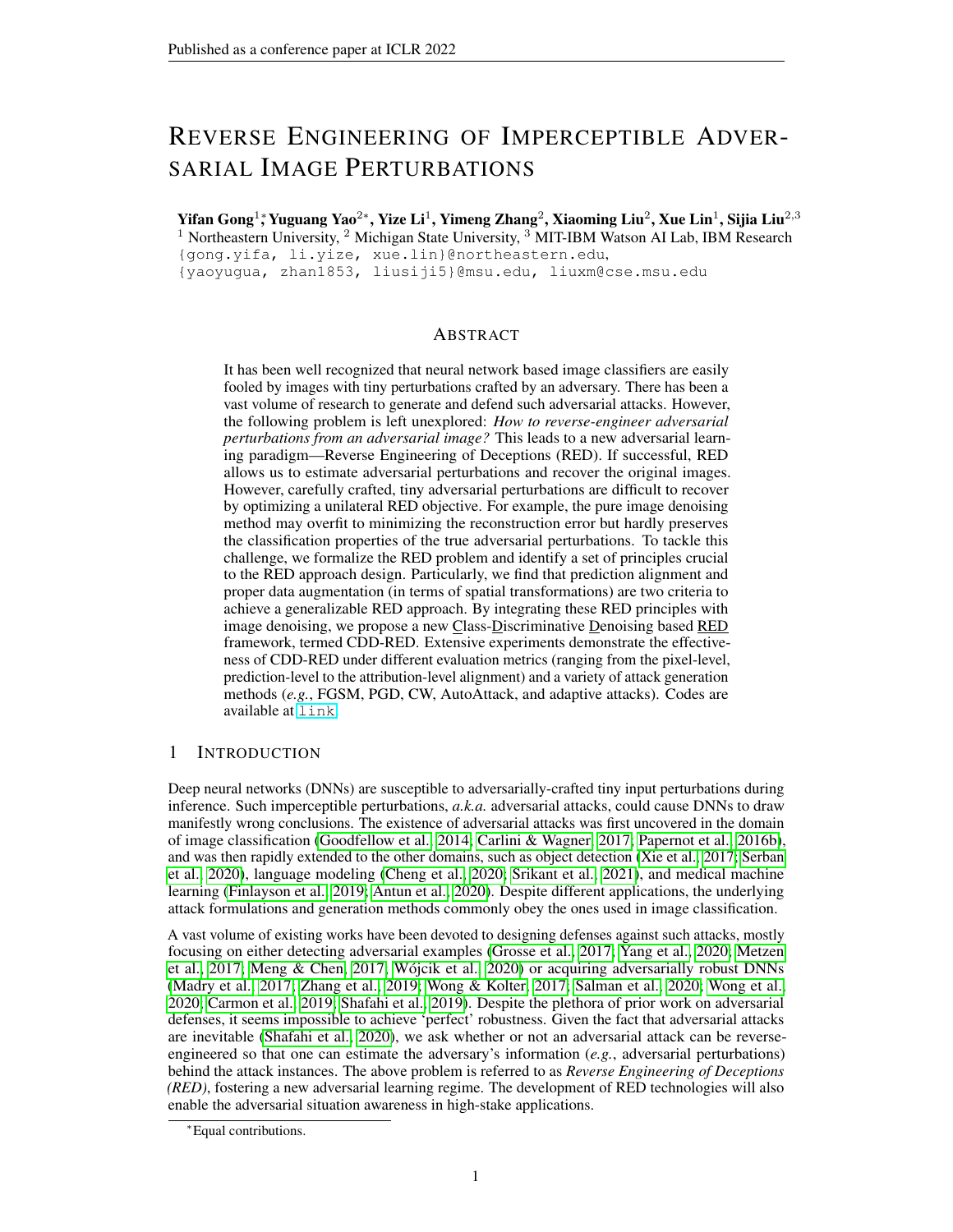# Reverse Engineering of Imperceptible Adversarial Image Perturbations

**Yifan Gong**[1]*, **Yuguang Yao**[2]*, **Yize Li**[1], **Yimeng Zhang**[2], **Xiaoming Liu**[2], **Xue Lin**[1], **Sijia Liu**[2,3]

[1] Northeastern University, [2] Michigan State University, [3] MIT-IBM Watson AI Lab, IBM Research

{gong.yifa, li.yize, xue.lin}@northeastern.edu,
{yaoyugua, zhan1853, liusiji5}@msu.edu, liuxm@cse.msu.edu

## Abstract

It has been well recognized that neural network based image classifiers are easily fooled by images with tiny perturbations crafted by an adversary. There has been a vast volume of research to generate and defend such adversarial attacks. However, the following problem is left unexplored: *How to reverse-engineer adversarial perturbations from an adversarial image?* This leads to a new adversarial learning paradigm—Reverse Engineering of Deceptions (RED). If successful, RED allows us to estimate adversarial perturbations and recover the original images. However, carefully crafted, tiny adversarial perturbations are difficult to recover by optimizing a unilateral RED objective. For example, the pure image denoising method may overfit to minimizing the reconstruction error but hardly preserves the classification properties of the true adversarial perturbations. To tackle this challenge, we formalize the RED problem and identify a set of principles crucial to the RED approach design. Particularly, we find that prediction alignment and proper data augmentation (in terms of spatial transformations) are two criteria to achieve a generalizable RED approach. By integrating these RED principles with image denoising, we propose a new Class-Discriminative Denoising based RED framework, termed CDD-RED. Extensive experiments demonstrate the effectiveness of CDD-RED under different evaluation metrics (ranging from the pixel-level, prediction-level to the attribution-level alignment) and a variety of attack generation methods (*e.g.*, FGSM, PGD, CW, AutoAttack, and adaptive attacks). Codes are available at link.

## 1 Introduction

Deep neural networks (DNNs) are susceptible to adversarially-crafted tiny input perturbations during inference. Such imperceptible perturbations, *a.k.a.* adversarial attacks, could cause DNNs to draw manifestly wrong conclusions. The existence of adversarial attacks was first uncovered in the domain of image classification (Goodfellow et al., 2014; Carlini & Wagner, 2017; Papernot et al., 2016b), and was then rapidly extended to the other domains, such as object detection (Xie et al., 2017; Serban et al., 2020), language modeling (Cheng et al., 2020; Srikant et al., 2021), and medical machine learning (Finlayson et al., 2019; Antun et al., 2020). Despite different applications, the underlying attack formulations and generation methods commonly obey the ones used in image classification.

A vast volume of existing works have been devoted to designing defenses against such attacks, mostly focusing on either detecting adversarial examples (Grosse et al., 2017; Yang et al., 2020; Metzen et al., 2017; Meng & Chen, 2017; Wójcik et al., 2020) or acquiring adversarially robust DNNs (Madry et al., 2017; Zhang et al., 2019; Wong & Kolter, 2017; Salman et al., 2020; Wong et al., 2020; Carmon et al., 2019; Shafahi et al., 2019). Despite the plethora of prior work on adversarial defenses, it seems impossible to achieve 'perfect' robustness. Given the fact that adversarial attacks are inevitable (Shafahi et al., 2020), we ask whether or not an adversarial attack can be reverse-engineered so that one can estimate the adversary's information (*e.g.*, adversarial perturbations) behind the attack instances. The above problem is referred to as *Reverse Engineering of Deceptions (RED)*, fostering a new adversarial learning regime. The development of RED technologies will also enable the adversarial situation awareness in high-stake applications.

*Equal contributions.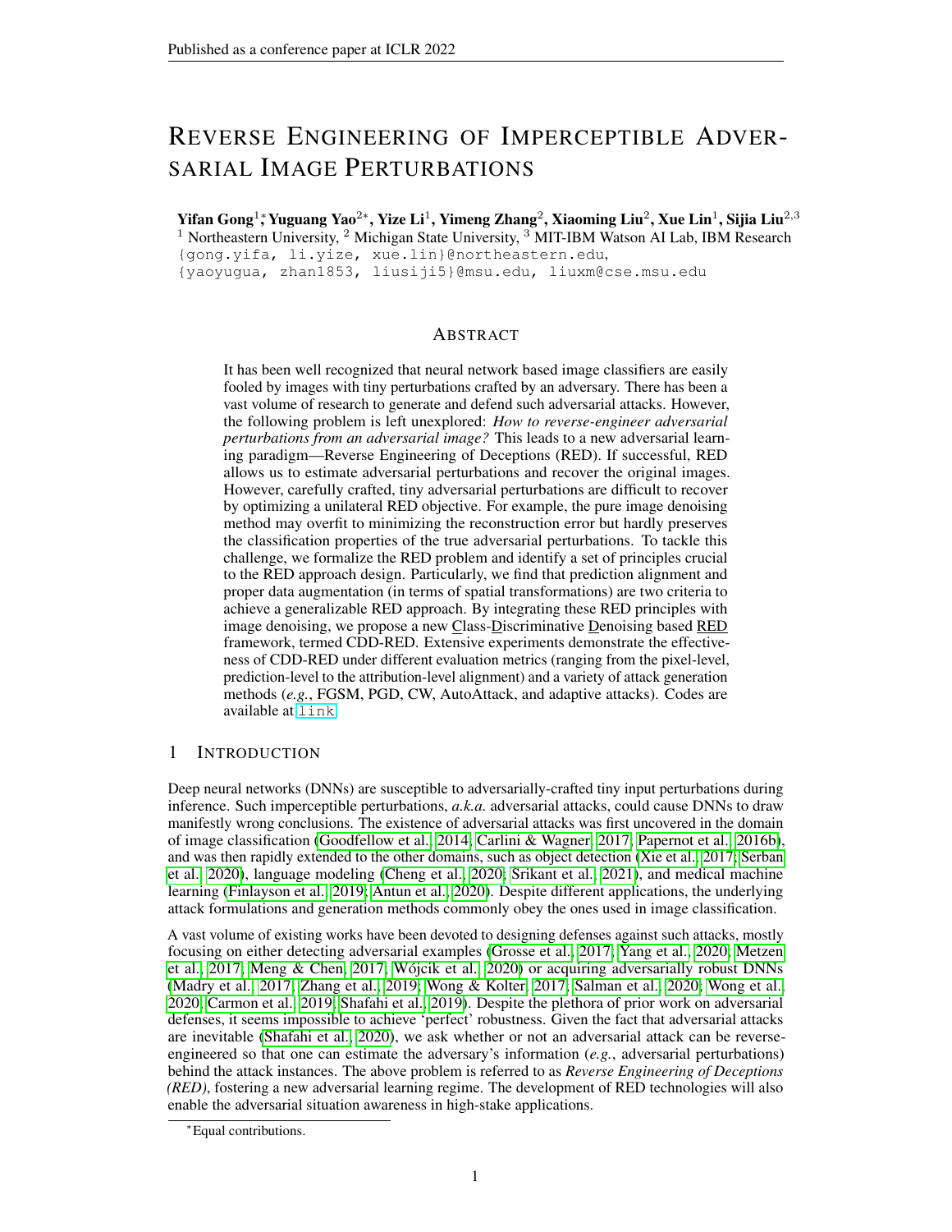# REVERSE ENGINEERING OF IMPERCEPTIBLE ADVERSARIAL IMAGE PERTURBATIONS

**Yifan Gong**[1]*, **Yuguang Yao**[2]*, **Yize Li**[1], **Yimeng Zhang**[2], **Xiaoming Liu**[2], **Xue Lin**[1], **Sijia Liu**[2,3]

[1] Northeastern University, [2] Michigan State University, [3] MIT-IBM Watson AI Lab, IBM Research
{gong.yifa, li.yize, xue.lin}@northeastern.edu,
{yaoyugua, zhan1853, liusiji5}@msu.edu, liuxm@cse.msu.edu

## ABSTRACT

It has been well recognized that neural network based image classifiers are easily fooled by images with tiny perturbations crafted by an adversary. There has been a vast volume of research to generate and defend such adversarial attacks. However, the following problem is left unexplored: *How to reverse-engineer adversarial perturbations from an adversarial image?* This leads to a new adversarial learning paradigm—Reverse Engineering of Deceptions (RED). If successful, RED allows us to estimate adversarial perturbations and recover the original images. However, carefully crafted, tiny adversarial perturbations are difficult to recover by optimizing a unilateral RED objective. For example, the pure image denoising method may overfit to minimizing the reconstruction error but hardly preserves the classification properties of the true adversarial perturbations. To tackle this challenge, we formalize the RED problem and identify a set of principles crucial to the RED approach design. Particularly, we find that prediction alignment and proper data augmentation (in terms of spatial transformations) are two criteria to achieve a generalizable RED approach. By integrating these RED principles with image denoising, we propose a new Class-Discriminative Denoising based RED framework, termed CDD-RED. Extensive experiments demonstrate the effectiveness of CDD-RED under different evaluation metrics (ranging from the pixel-level, prediction-level to the attribution-level alignment) and a variety of attack generation methods (*e.g.*, FGSM, PGD, CW, AutoAttack, and adaptive attacks). Codes are available at link.

## 1 INTRODUCTION

Deep neural networks (DNNs) are susceptible to adversarially-crafted tiny input perturbations during inference. Such imperceptible perturbations, *a.k.a.* adversarial attacks, could cause DNNs to draw manifestly wrong conclusions. The existence of adversarial attacks was first uncovered in the domain of image classification (Goodfellow et al., 2014; Carlini & Wagner, 2017; Papernot et al., 2016b), and was then rapidly extended to the other domains, such as object detection (Xie et al., 2017; Serban et al., 2020), language modeling (Cheng et al., 2020; Srikant et al., 2021), and medical machine learning (Finlayson et al., 2019; Antun et al., 2020). Despite different applications, the underlying attack formulations and generation methods commonly obey the ones used in image classification.

A vast volume of existing works have been devoted to designing defenses against such attacks, mostly focusing on either detecting adversarial examples (Grosse et al., 2017; Yang et al., 2020; Metzen et al., 2017; Meng & Chen, 2017; Wójcik et al., 2020) or acquiring adversarially robust DNNs (Madry et al., 2017; Zhang et al., 2019; Wong & Kolter, 2017; Salman et al., 2020; Wong et al., 2020; Carmon et al., 2019; Shafahi et al., 2019). Despite the plethora of prior work on adversarial defenses, it seems impossible to achieve 'perfect' robustness. Given the fact that adversarial attacks are inevitable (Shafahi et al., 2020), we ask whether or not an adversarial attack can be reverse-engineered so that one can estimate the adversary's information (*e.g.*, adversarial perturbations) behind the attack instances. The above problem is referred to as *Reverse Engineering of Deceptions (RED)*, fostering a new adversarial learning regime. The development of RED technologies will also enable the adversarial situation awareness in high-stake applications.

*Equal contributions.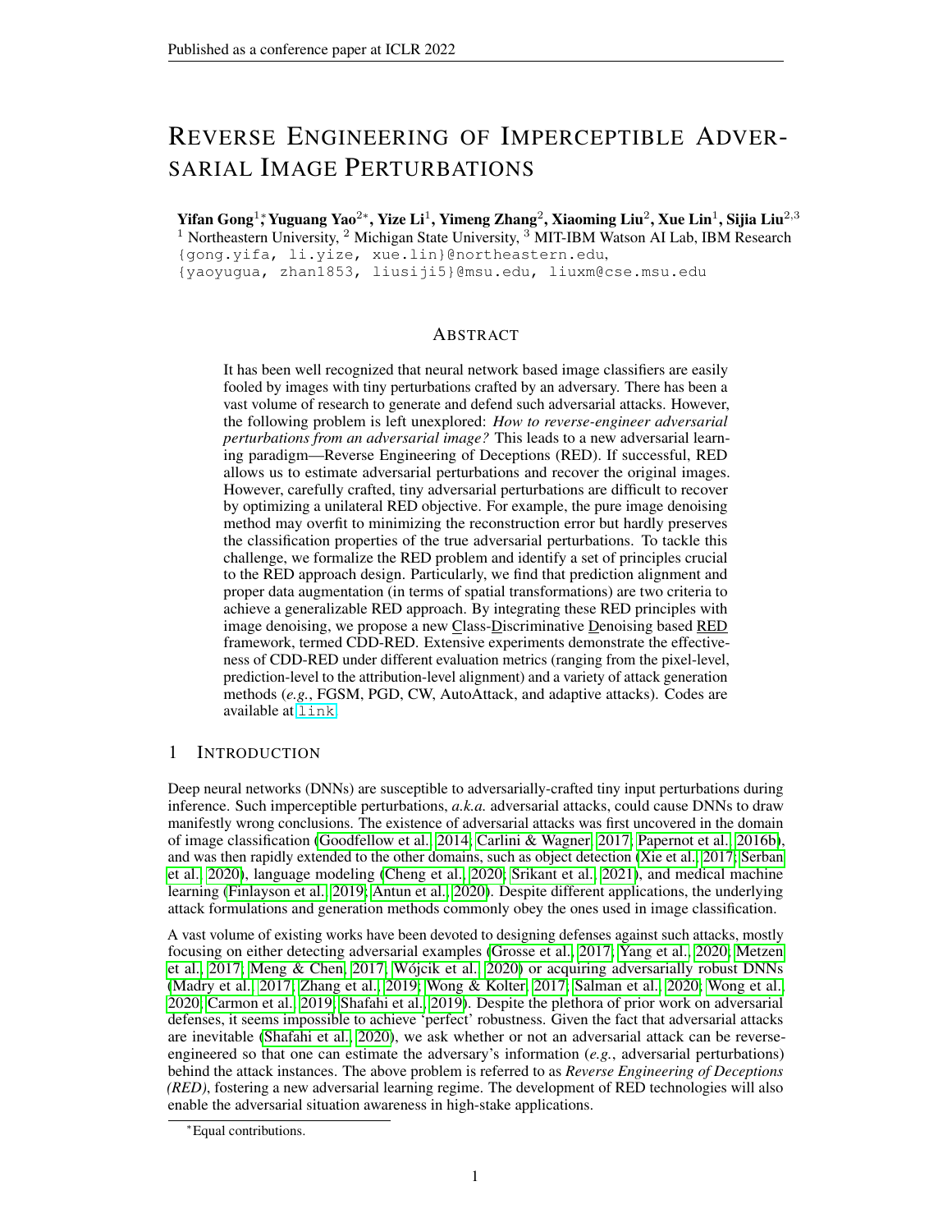# REVERSE ENGINEERING OF IMPERCEPTIBLE ADVERSARIAL IMAGE PERTURBATIONS

**Yifan Gong[1]\*, Yuguang Yao[2]\*, Yize Li[1], Yimeng Zhang[2], Xiaoming Liu[2], Xue Lin[1], Sijia Liu[2,3]**
[1] Northeastern University, [2] Michigan State University, [3] MIT-IBM Watson AI Lab, IBM Research
{gong.yifa, li.yize, xue.lin}@northeastern.edu,
{yaoyugua, zhan1853, liusiji5}@msu.edu, liuxm@cse.msu.edu

## ABSTRACT

It has been well recognized that neural network based image classifiers are easily fooled by images with tiny perturbations crafted by an adversary. There has been a vast volume of research to generate and defend such adversarial attacks. However, the following problem is left unexplored: *How to reverse-engineer adversarial perturbations from an adversarial image?* This leads to a new adversarial learning paradigm—Reverse Engineering of Deceptions (RED). If successful, RED allows us to estimate adversarial perturbations and recover the original images. However, carefully crafted, tiny adversarial perturbations are difficult to recover by optimizing a unilateral RED objective. For example, the pure image denoising method may overfit to minimizing the reconstruction error but hardly preserves the classification properties of the true adversarial perturbations. To tackle this challenge, we formalize the RED problem and identify a set of principles crucial to the RED approach design. Particularly, we find that prediction alignment and proper data augmentation (in terms of spatial transformations) are two criteria to achieve a generalizable RED approach. By integrating these RED principles with image denoising, we propose a new Class-Discriminative Denoising based RED framework, termed CDD-RED. Extensive experiments demonstrate the effectiveness of CDD-RED under different evaluation metrics (ranging from the pixel-level, prediction-level to the attribution-level alignment) and a variety of attack generation methods (*e.g.*, FGSM, PGD, CW, AutoAttack, and adaptive attacks). Codes are available at link.

## 1 INTRODUCTION

Deep neural networks (DNNs) are susceptible to adversarially-crafted tiny input perturbations during inference. Such imperceptible perturbations, *a.k.a.* adversarial attacks, could cause DNNs to draw manifestly wrong conclusions. The existence of adversarial attacks was first uncovered in the domain of image classification (Goodfellow et al., 2014; Carlini & Wagner, 2017; Papernot et al., 2016b), and was then rapidly extended to the other domains, such as object detection (Xie et al., 2017; Serban et al., 2020), language modeling (Cheng et al., 2020; Srikant et al., 2021), and medical machine learning (Finlayson et al., 2019; Antun et al., 2020). Despite different applications, the underlying attack formulations and generation methods commonly obey the ones used in image classification.

A vast volume of existing works have been devoted to designing defenses against such attacks, mostly focusing on either detecting adversarial examples (Grosse et al., 2017; Yang et al., 2020; Metzen et al., 2017; Meng & Chen, 2017; Wójcik et al., 2020) or acquiring adversarially robust DNNs (Madry et al., 2017; Zhang et al., 2019; Wong & Kolter, 2017; Salman et al., 2020; Wong et al., 2020; Carmon et al., 2019; Shafahi et al., 2019). Despite the plethora of prior work on adversarial defenses, it seems impossible to achieve 'perfect' robustness. Given the fact that adversarial attacks are inevitable (Shafahi et al., 2020), we ask whether or not an adversarial attack can be reverse-engineered so that one can estimate the adversary's information (*e.g.*, adversarial perturbations) behind the attack instances. The above problem is referred to as *Reverse Engineering of Deceptions (RED)*, fostering a new adversarial learning regime. The development of RED technologies will also enable the adversarial situation awareness in high-stake applications.

\*Equal contributions.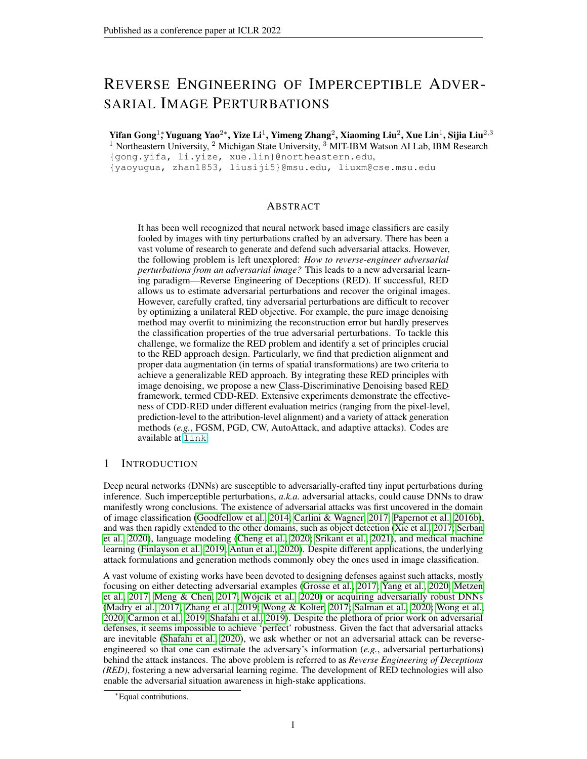# Reverse Engineering of Imperceptible Adversarial Image Perturbations

**Yifan Gong**[1]*, **Yuguang Yao**[2]*, **Yize Li**[1], **Yimeng Zhang**[2], **Xiaoming Liu**[2], **Xue Lin**[1], **Sijia Liu**[2,3]

[1] Northeastern University, [2] Michigan State University, [3] MIT-IBM Watson AI Lab, IBM Research

{gong.yifa, li.yize, xue.lin}@northeastern.edu,
{yaoyugua, zhan1853, liusiji5}@msu.edu, liuxm@cse.msu.edu

## Abstract

It has been well recognized that neural network based image classifiers are easily fooled by images with tiny perturbations crafted by an adversary. There has been a vast volume of research to generate and defend such adversarial attacks. However, the following problem is left unexplored: *How to reverse-engineer adversarial perturbations from an adversarial image?* This leads to a new adversarial learning paradigm—Reverse Engineering of Deceptions (RED). If successful, RED allows us to estimate adversarial perturbations and recover the original images. However, carefully crafted, tiny adversarial perturbations are difficult to recover by optimizing a unilateral RED objective. For example, the pure image denoising method may overfit to minimizing the reconstruction error but hardly preserves the classification properties of the true adversarial perturbations. To tackle this challenge, we formalize the RED problem and identify a set of principles crucial to the RED approach design. Particularly, we find that prediction alignment and proper data augmentation (in terms of spatial transformations) are two criteria to achieve a generalizable RED approach. By integrating these RED principles with image denoising, we propose a new Class-Discriminative Denoising based RED framework, termed CDD-RED. Extensive experiments demonstrate the effectiveness of CDD-RED under different evaluation metrics (ranging from the pixel-level, prediction-level to the attribution-level alignment) and a variety of attack generation methods (*e.g.*, FGSM, PGD, CW, AutoAttack, and adaptive attacks). Codes are available at link.

## 1 Introduction

Deep neural networks (DNNs) are susceptible to adversarially-crafted tiny input perturbations during inference. Such imperceptible perturbations, *a.k.a.* adversarial attacks, could cause DNNs to draw manifestly wrong conclusions. The existence of adversarial attacks was first uncovered in the domain of image classification (Goodfellow et al., 2014; Carlini & Wagner, 2017; Papernot et al., 2016b), and was then rapidly extended to the other domains, such as object detection (Xie et al., 2017; Serban et al., 2020), language modeling (Cheng et al., 2020; Srikant et al., 2021), and medical machine learning (Finlayson et al., 2019; Antun et al., 2020). Despite different applications, the underlying attack formulations and generation methods commonly obey the ones used in image classification.

A vast volume of existing works have been devoted to designing defenses against such attacks, mostly focusing on either detecting adversarial examples (Grosse et al., 2017; Yang et al., 2020; Metzen et al., 2017; Meng & Chen, 2017; Wójcik et al., 2020) or acquiring adversarially robust DNNs (Madry et al., 2017; Zhang et al., 2019; Wong & Kolter, 2017; Salman et al., 2020; Wong et al., 2020; Carmon et al., 2019; Shafahi et al., 2019). Despite the plethora of prior work on adversarial defenses, it seems impossible to achieve 'perfect' robustness. Given the fact that adversarial attacks are inevitable (Shafahi et al., 2020), we ask whether or not an adversarial attack can be reverse-engineered so that one can estimate the adversary's information (*e.g.*, adversarial perturbations) behind the attack instances. The above problem is referred to as *Reverse Engineering of Deceptions (RED)*, fostering a new adversarial learning regime. The development of RED technologies will also enable the adversarial situation awareness in high-stake applications.

*Equal contributions.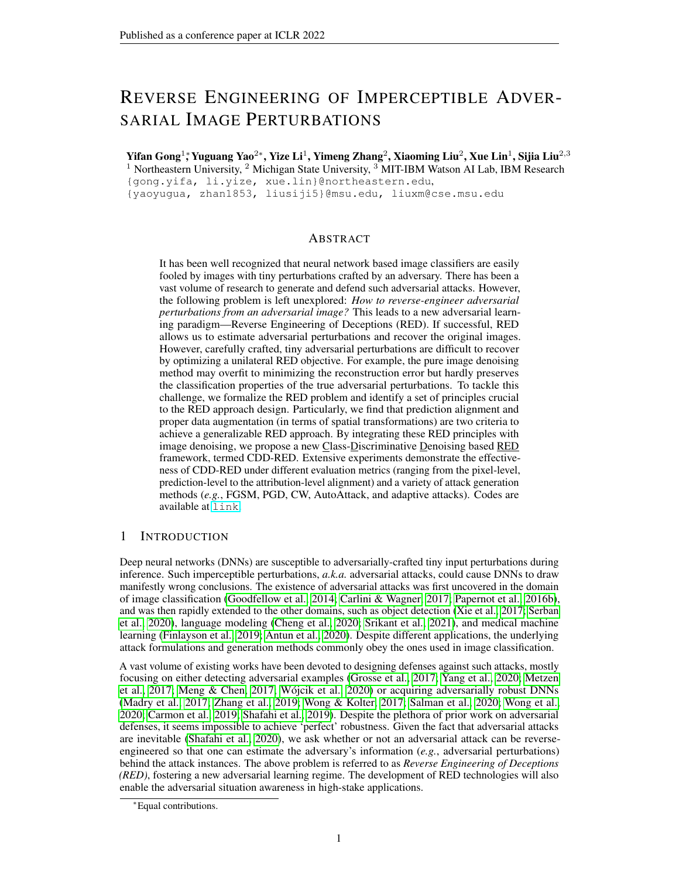# Reverse Engineering of Imperceptible Adversarial Image Perturbations

**Yifan Gong**[1]*, **Yuguang Yao**[2*], **Yize Li**[1], **Yimeng Zhang**[2], **Xiaoming Liu**[2], **Xue Lin**[1], **Sijia Liu**[2,3]

[1] Northeastern University, [2] Michigan State University, [3] MIT-IBM Watson AI Lab, IBM Research

{gong.yifa, li.yize, xue.lin}@northeastern.edu,
{yaoyugua, zhan1853, liusiji5}@msu.edu, liuxm@cse.msu.edu

## Abstract

It has been well recognized that neural network based image classifiers are easily fooled by images with tiny perturbations crafted by an adversary. There has been a vast volume of research to generate and defend such adversarial attacks. However, the following problem is left unexplored: *How to reverse-engineer adversarial perturbations from an adversarial image?* This leads to a new adversarial learning paradigm—Reverse Engineering of Deceptions (RED). If successful, RED allows us to estimate adversarial perturbations and recover the original images. However, carefully crafted, tiny adversarial perturbations are difficult to recover by optimizing a unilateral RED objective. For example, the pure image denoising method may overfit to minimizing the reconstruction error but hardly preserves the classification properties of the true adversarial perturbations. To tackle this challenge, we formalize the RED problem and identify a set of principles crucial to the RED approach design. Particularly, we find that prediction alignment and proper data augmentation (in terms of spatial transformations) are two criteria to achieve a generalizable RED approach. By integrating these RED principles with image denoising, we propose a new Class-Discriminative Denoising based RED framework, termed CDD-RED. Extensive experiments demonstrate the effectiveness of CDD-RED under different evaluation metrics (ranging from the pixel-level, prediction-level to the attribution-level alignment) and a variety of attack generation methods (*e.g.*, FGSM, PGD, CW, AutoAttack, and adaptive attacks). Codes are available at link.

## 1 Introduction

Deep neural networks (DNNs) are susceptible to adversarially-crafted tiny input perturbations during inference. Such imperceptible perturbations, *a.k.a.* adversarial attacks, could cause DNNs to draw manifestly wrong conclusions. The existence of adversarial attacks was first uncovered in the domain of image classification (Goodfellow et al., 2014; Carlini & Wagner, 2017; Papernot et al., 2016b), and was then rapidly extended to the other domains, such as object detection (Xie et al., 2017; Serban et al., 2020), language modeling (Cheng et al., 2020; Srikant et al., 2021), and medical machine learning (Finlayson et al., 2019; Antun et al., 2020). Despite different applications, the underlying attack formulations and generation methods commonly obey the ones used in image classification.

A vast volume of existing works have been devoted to designing defenses against such attacks, mostly focusing on either detecting adversarial examples (Grosse et al., 2017; Yang et al., 2020; Metzen et al., 2017; Meng & Chen, 2017; Wójcik et al., 2020) or acquiring adversarially robust DNNs (Madry et al., 2017; Zhang et al., 2019; Wong & Kolter, 2017; Salman et al., 2020; Wong et al., 2020; Carmon et al., 2019; Shafahi et al., 2019). Despite the plethora of prior work on adversarial defenses, it seems impossible to achieve 'perfect' robustness. Given the fact that adversarial attacks are inevitable (Shafahi et al., 2020), we ask whether or not an adversarial attack can be reverse-engineered so that one can estimate the adversary's information (*e.g.*, adversarial perturbations) behind the attack instances. The above problem is referred to as *Reverse Engineering of Deceptions (RED)*, fostering a new adversarial learning regime. The development of RED technologies will also enable the adversarial situation awareness in high-stake applications.

*Equal contributions.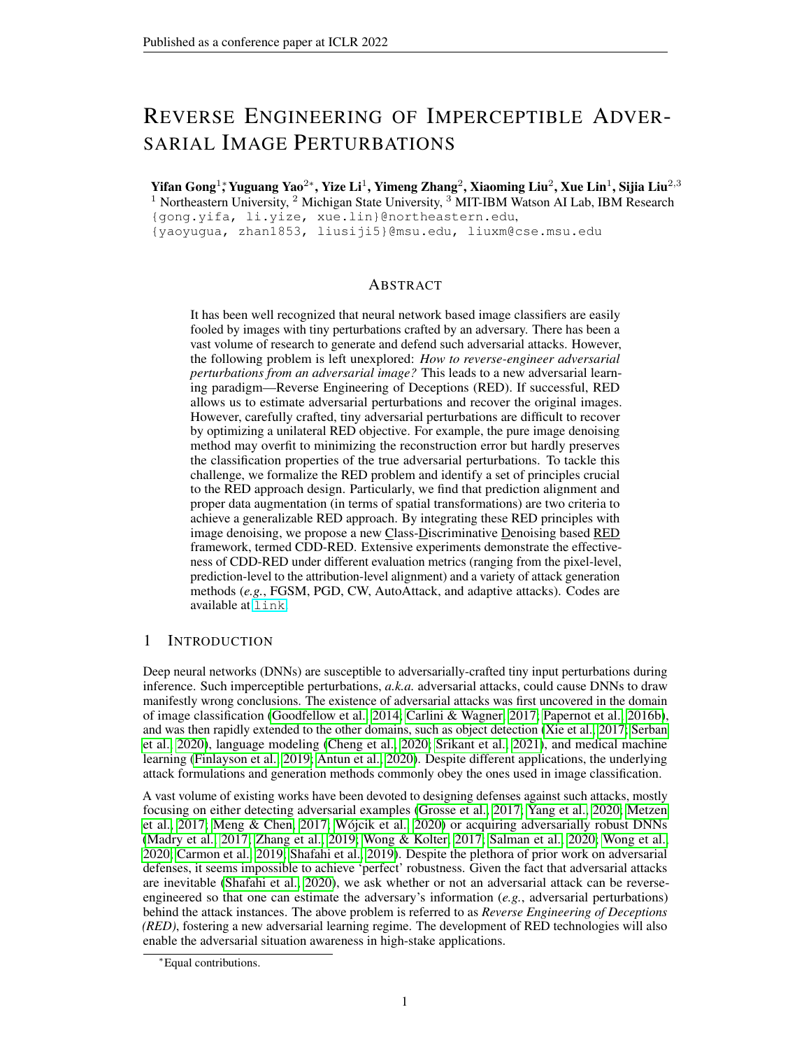# REVERSE ENGINEERING OF IMPERCEPTIBLE ADVERSARIAL IMAGE PERTURBATIONS

**Yifan Gong**[1]*, **Yuguang Yao**[2]*, **Yize Li**[1], **Yimeng Zhang**[2], **Xiaoming Liu**[2], **Xue Lin**[1], **Sijia Liu**[2,3]

[1] Northeastern University, [2] Michigan State University, [3] MIT-IBM Watson AI Lab, IBM Research
{gong.yifa, li.yize, xue.lin}@northeastern.edu,
{yaoyugua, zhan1853, liusiji5}@msu.edu, liuxm@cse.msu.edu

## ABSTRACT

It has been well recognized that neural network based image classifiers are easily fooled by images with tiny perturbations crafted by an adversary. There has been a vast volume of research to generate and defend such adversarial attacks. However, the following problem is left unexplored: *How to reverse-engineer adversarial perturbations from an adversarial image?* This leads to a new adversarial learning paradigm—Reverse Engineering of Deceptions (RED). If successful, RED allows us to estimate adversarial perturbations and recover the original images. However, carefully crafted, tiny adversarial perturbations are difficult to recover by optimizing a unilateral RED objective. For example, the pure image denoising method may overfit to minimizing the reconstruction error but hardly preserves the classification properties of the true adversarial perturbations. To tackle this challenge, we formalize the RED problem and identify a set of principles crucial to the RED approach design. Particularly, we find that prediction alignment and proper data augmentation (in terms of spatial transformations) are two criteria to achieve a generalizable RED approach. By integrating these RED principles with image denoising, we propose a new Class-Discriminative Denoising based RED framework, termed CDD-RED. Extensive experiments demonstrate the effectiveness of CDD-RED under different evaluation metrics (ranging from the pixel-level, prediction-level to the attribution-level alignment) and a variety of attack generation methods (*e.g.*, FGSM, PGD, CW, AutoAttack, and adaptive attacks). Codes are available at link.

## 1 INTRODUCTION

Deep neural networks (DNNs) are susceptible to adversarially-crafted tiny input perturbations during inference. Such imperceptible perturbations, *a.k.a.* adversarial attacks, could cause DNNs to draw manifestly wrong conclusions. The existence of adversarial attacks was first uncovered in the domain of image classification (Goodfellow et al., 2014; Carlini & Wagner, 2017; Papernot et al., 2016b), and was then rapidly extended to the other domains, such as object detection (Xie et al., 2017; Serban et al., 2020), language modeling (Cheng et al., 2020; Srikant et al., 2021), and medical machine learning (Finlayson et al., 2019; Antun et al., 2020). Despite different applications, the underlying attack formulations and generation methods commonly obey the ones used in image classification.

A vast volume of existing works have been devoted to designing defenses against such attacks, mostly focusing on either detecting adversarial examples (Grosse et al., 2017; Yang et al., 2020; Metzen et al., 2017; Meng & Chen, 2017; Wójcik et al., 2020) or acquiring adversarially robust DNNs (Madry et al., 2017; Zhang et al., 2019; Wong & Kolter, 2017; Salman et al., 2020; Wong et al., 2020; Carmon et al., 2019; Shafahi et al., 2019). Despite the plethora of prior work on adversarial defenses, it seems impossible to achieve 'perfect' robustness. Given the fact that adversarial attacks are inevitable (Shafahi et al., 2020), we ask whether or not an adversarial attack can be reverse-engineered so that one can estimate the adversary's information (*e.g.*, adversarial perturbations) behind the attack instances. The above problem is referred to as *Reverse Engineering of Deceptions (RED)*, fostering a new adversarial learning regime. The development of RED technologies will also enable the adversarial situation awareness in high-stake applications.

*Equal contributions.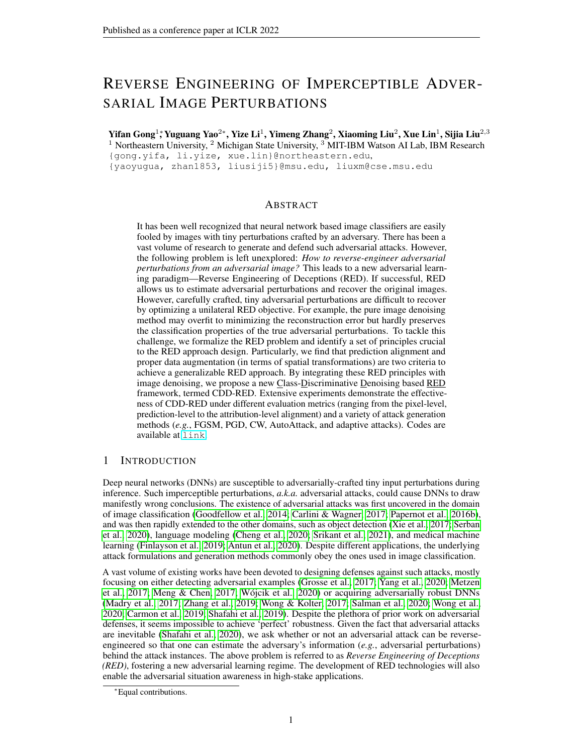# Reverse Engineering of Imperceptible Adversarial Image Perturbations

**Yifan Gong**[1]*, **Yuguang Yao**[2]*, **Yize Li**[1], **Yimeng Zhang**[2], **Xiaoming Liu**[2], **Xue Lin**[1], **Sijia Liu**[2,3]

[1] Northeastern University, [2] Michigan State University, [3] MIT-IBM Watson AI Lab, IBM Research

{gong.yifa, li.yize, xue.lin}@northeastern.edu,
{yaoyugua, zhan1853, liusiji5}@msu.edu, liuxm@cse.msu.edu

## Abstract

It has been well recognized that neural network based image classifiers are easily fooled by images with tiny perturbations crafted by an adversary. There has been a vast volume of research to generate and defend such adversarial attacks. However, the following problem is left unexplored: *How to reverse-engineer adversarial perturbations from an adversarial image?* This leads to a new adversarial learning paradigm—Reverse Engineering of Deceptions (RED). If successful, RED allows us to estimate adversarial perturbations and recover the original images. However, carefully crafted, tiny adversarial perturbations are difficult to recover by optimizing a unilateral RED objective. For example, the pure image denoising method may overfit to minimizing the reconstruction error but hardly preserves the classification properties of the true adversarial perturbations. To tackle this challenge, we formalize the RED problem and identify a set of principles crucial to the RED approach design. Particularly, we find that prediction alignment and proper data augmentation (in terms of spatial transformations) are two criteria to achieve a generalizable RED approach. By integrating these RED principles with image denoising, we propose a new Class-Discriminative Denoising based RED framework, termed CDD-RED. Extensive experiments demonstrate the effectiveness of CDD-RED under different evaluation metrics (ranging from the pixel-level, prediction-level to the attribution-level alignment) and a variety of attack generation methods (*e.g.*, FGSM, PGD, CW, AutoAttack, and adaptive attacks). Codes are available at link.

## 1 Introduction

Deep neural networks (DNNs) are susceptible to adversarially-crafted tiny input perturbations during inference. Such imperceptible perturbations, *a.k.a.* adversarial attacks, could cause DNNs to draw manifestly wrong conclusions. The existence of adversarial attacks was first uncovered in the domain of image classification (Goodfellow et al., 2014; Carlini & Wagner, 2017; Papernot et al., 2016b), and was then rapidly extended to the other domains, such as object detection (Xie et al., 2017; Serban et al., 2020), language modeling (Cheng et al., 2020; Srikant et al., 2021), and medical machine learning (Finlayson et al., 2019; Antun et al., 2020). Despite different applications, the underlying attack formulations and generation methods commonly obey the ones used in image classification.

A vast volume of existing works have been devoted to designing defenses against such attacks, mostly focusing on either detecting adversarial examples (Grosse et al., 2017; Yang et al., 2020; Metzen et al., 2017; Meng & Chen, 2017; Wójcik et al., 2020) or acquiring adversarially robust DNNs (Madry et al., 2017; Zhang et al., 2019; Wong & Kolter, 2017; Salman et al., 2020; Wong et al., 2020; Carmon et al., 2019; Shafahi et al., 2019). Despite the plethora of prior work on adversarial defenses, it seems impossible to achieve 'perfect' robustness. Given the fact that adversarial attacks are inevitable (Shafahi et al., 2020), we ask whether or not an adversarial attack can be reverse-engineered so that one can estimate the adversary's information (*e.g.*, adversarial perturbations) behind the attack instances. The above problem is referred to as *Reverse Engineering of Deceptions (RED)*, fostering a new adversarial learning regime. The development of RED technologies will also enable the adversarial situation awareness in high-stake applications.

*Equal contributions.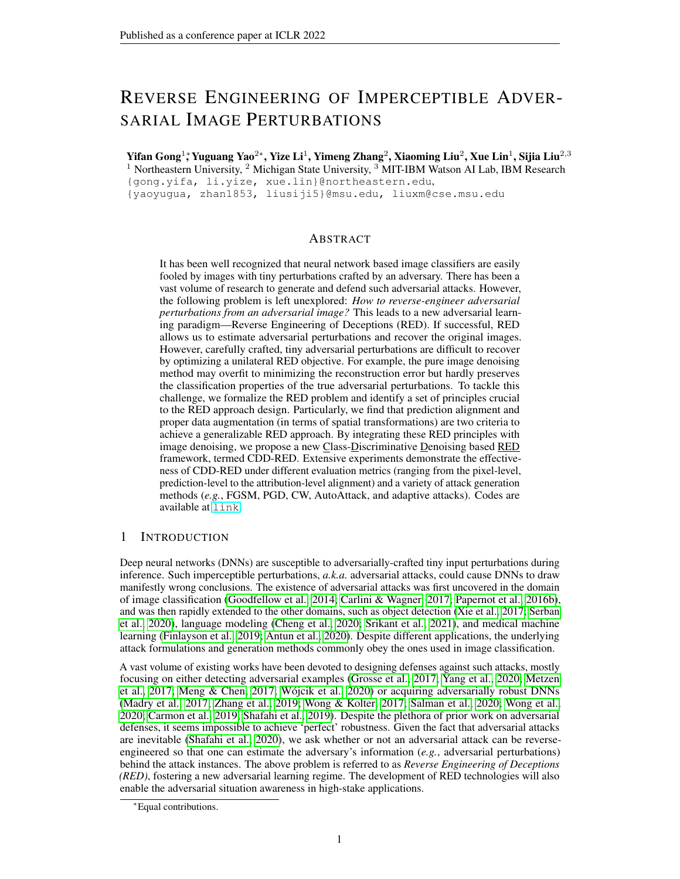# REVERSE ENGINEERING OF IMPERCEPTIBLE ADVERSARIAL IMAGE PERTURBATIONS

**Yifan Gong**[1]\*, **Yuguang Yao**[2]\*, **Yize Li**[1], **Yimeng Zhang**[2], **Xiaoming Liu**[2], **Xue Lin**[1], **Sijia Liu**[2,3]

[1] Northeastern University, [2] Michigan State University, [3] MIT-IBM Watson AI Lab, IBM Research

{gong.yifa, li.yize, xue.lin}@northeastern.edu,
{yaoyugua, zhan1853, liusiji5}@msu.edu, liuxm@cse.msu.edu

## ABSTRACT

It has been well recognized that neural network based image classifiers are easily fooled by images with tiny perturbations crafted by an adversary. There has been a vast volume of research to generate and defend such adversarial attacks. However, the following problem is left unexplored: *How to reverse-engineer adversarial perturbations from an adversarial image?* This leads to a new adversarial learning paradigm—Reverse Engineering of Deceptions (RED). If successful, RED allows us to estimate adversarial perturbations and recover the original images. However, carefully crafted, tiny adversarial perturbations are difficult to recover by optimizing a unilateral RED objective. For example, the pure image denoising method may overfit to minimizing the reconstruction error but hardly preserves the classification properties of the true adversarial perturbations. To tackle this challenge, we formalize the RED problem and identify a set of principles crucial to the RED approach design. Particularly, we find that prediction alignment and proper data augmentation (in terms of spatial transformations) are two criteria to achieve a generalizable RED approach. By integrating these RED principles with image denoising, we propose a new Class-Discriminative Denoising based RED framework, termed CDD-RED. Extensive experiments demonstrate the effectiveness of CDD-RED under different evaluation metrics (ranging from the pixel-level, prediction-level to the attribution-level alignment) and a variety of attack generation methods (*e.g.*, FGSM, PGD, CW, AutoAttack, and adaptive attacks). Codes are available at link.

## 1 INTRODUCTION

Deep neural networks (DNNs) are susceptible to adversarially-crafted tiny input perturbations during inference. Such imperceptible perturbations, *a.k.a.* adversarial attacks, could cause DNNs to draw manifestly wrong conclusions. The existence of adversarial attacks was first uncovered in the domain of image classification (Goodfellow et al., 2014; Carlini & Wagner, 2017; Papernot et al., 2016b), and was then rapidly extended to the other domains, such as object detection (Xie et al., 2017; Serban et al., 2020), language modeling (Cheng et al., 2020; Srikant et al., 2021), and medical machine learning (Finlayson et al., 2019; Antun et al., 2020). Despite different applications, the underlying attack formulations and generation methods commonly obey the ones used in image classification.

A vast volume of existing works have been devoted to designing defenses against such attacks, mostly focusing on either detecting adversarial examples (Grosse et al., 2017; Yang et al., 2020; Metzen et al., 2017; Meng & Chen, 2017; Wójcik et al., 2020) or acquiring adversarially robust DNNs (Madry et al., 2017; Zhang et al., 2019; Wong & Kolter, 2017; Salman et al., 2020; Wong et al., 2020; Carmon et al., 2019; Shafahi et al., 2019). Despite the plethora of prior work on adversarial defenses, it seems impossible to achieve 'perfect' robustness. Given the fact that adversarial attacks are inevitable (Shafahi et al., 2020), we ask whether or not an adversarial attack can be reverse-engineered so that one can estimate the adversary's information (*e.g.*, adversarial perturbations) behind the attack instances. The above problem is referred to as *Reverse Engineering of Deceptions (RED)*, fostering a new adversarial learning regime. The development of RED technologies will also enable the adversarial situation awareness in high-stake applications.

\*Equal contributions.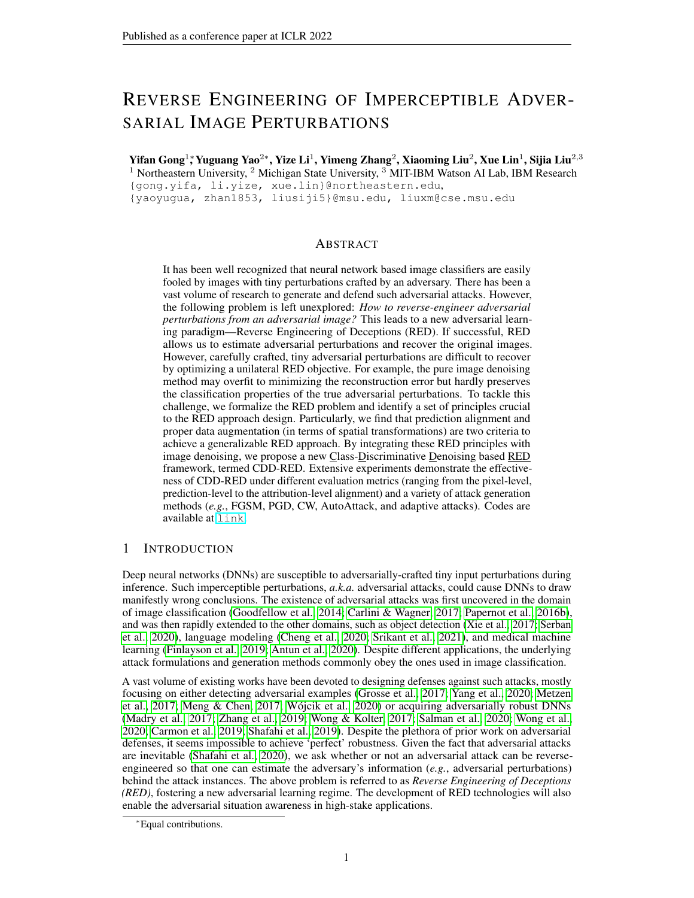# Reverse Engineering of Imperceptible Adversarial Image Perturbations

**Yifan Gong**[1]*, **Yuguang Yao**[2]*, **Yize Li**[1], **Yimeng Zhang**[2], **Xiaoming Liu**[2], **Xue Lin**[1], **Sijia Liu**[2,3]

[1] Northeastern University, [2] Michigan State University, [3] MIT-IBM Watson AI Lab, IBM Research

{gong.yifa, li.yize, xue.lin}@northeastern.edu,
{yaoyugua, zhan1853, liusiji5}@msu.edu, liuxm@cse.msu.edu

## Abstract

It has been well recognized that neural network based image classifiers are easily fooled by images with tiny perturbations crafted by an adversary. There has been a vast volume of research to generate and defend such adversarial attacks. However, the following problem is left unexplored: *How to reverse-engineer adversarial perturbations from an adversarial image?* This leads to a new adversarial learning paradigm—Reverse Engineering of Deceptions (RED). If successful, RED allows us to estimate adversarial perturbations and recover the original images. However, carefully crafted, tiny adversarial perturbations are difficult to recover by optimizing a unilateral RED objective. For example, the pure image denoising method may overfit to minimizing the reconstruction error but hardly preserves the classification properties of the true adversarial perturbations. To tackle this challenge, we formalize the RED problem and identify a set of principles crucial to the RED approach design. Particularly, we find that prediction alignment and proper data augmentation (in terms of spatial transformations) are two criteria to achieve a generalizable RED approach. By integrating these RED principles with image denoising, we propose a new Class-Discriminative Denoising based RED framework, termed CDD-RED. Extensive experiments demonstrate the effectiveness of CDD-RED under different evaluation metrics (ranging from the pixel-level, prediction-level to the attribution-level alignment) and a variety of attack generation methods (*e.g.*, FGSM, PGD, CW, AutoAttack, and adaptive attacks). Codes are available at link.

## 1 Introduction

Deep neural networks (DNNs) are susceptible to adversarially-crafted tiny input perturbations during inference. Such imperceptible perturbations, *a.k.a.* adversarial attacks, could cause DNNs to draw manifestly wrong conclusions. The existence of adversarial attacks was first uncovered in the domain of image classification (Goodfellow et al., 2014; Carlini & Wagner, 2017; Papernot et al., 2016b), and was then rapidly extended to the other domains, such as object detection (Xie et al., 2017; Serban et al., 2020), language modeling (Cheng et al., 2020; Srikant et al., 2021), and medical machine learning (Finlayson et al., 2019; Antun et al., 2020). Despite different applications, the underlying attack formulations and generation methods commonly obey the ones used in image classification.

A vast volume of existing works have been devoted to designing defenses against such attacks, mostly focusing on either detecting adversarial examples (Grosse et al., 2017; Yang et al., 2020; Metzen et al., 2017; Meng & Chen, 2017; Wójcik et al., 2020) or acquiring adversarially robust DNNs (Madry et al., 2017; Zhang et al., 2019; Wong & Kolter, 2017; Salman et al., 2020; Wong et al., 2020; Carmon et al., 2019; Shafahi et al., 2019). Despite the plethora of prior work on adversarial defenses, it seems impossible to achieve 'perfect' robustness. Given the fact that adversarial attacks are inevitable (Shafahi et al., 2020), we ask whether or not an adversarial attack can be reverse-engineered so that one can estimate the adversary's information (*e.g.*, adversarial perturbations) behind the attack instances. The above problem is referred to as *Reverse Engineering of Deceptions (RED)*, fostering a new adversarial learning regime. The development of RED technologies will also enable the adversarial situation awareness in high-stake applications.

*Equal contributions.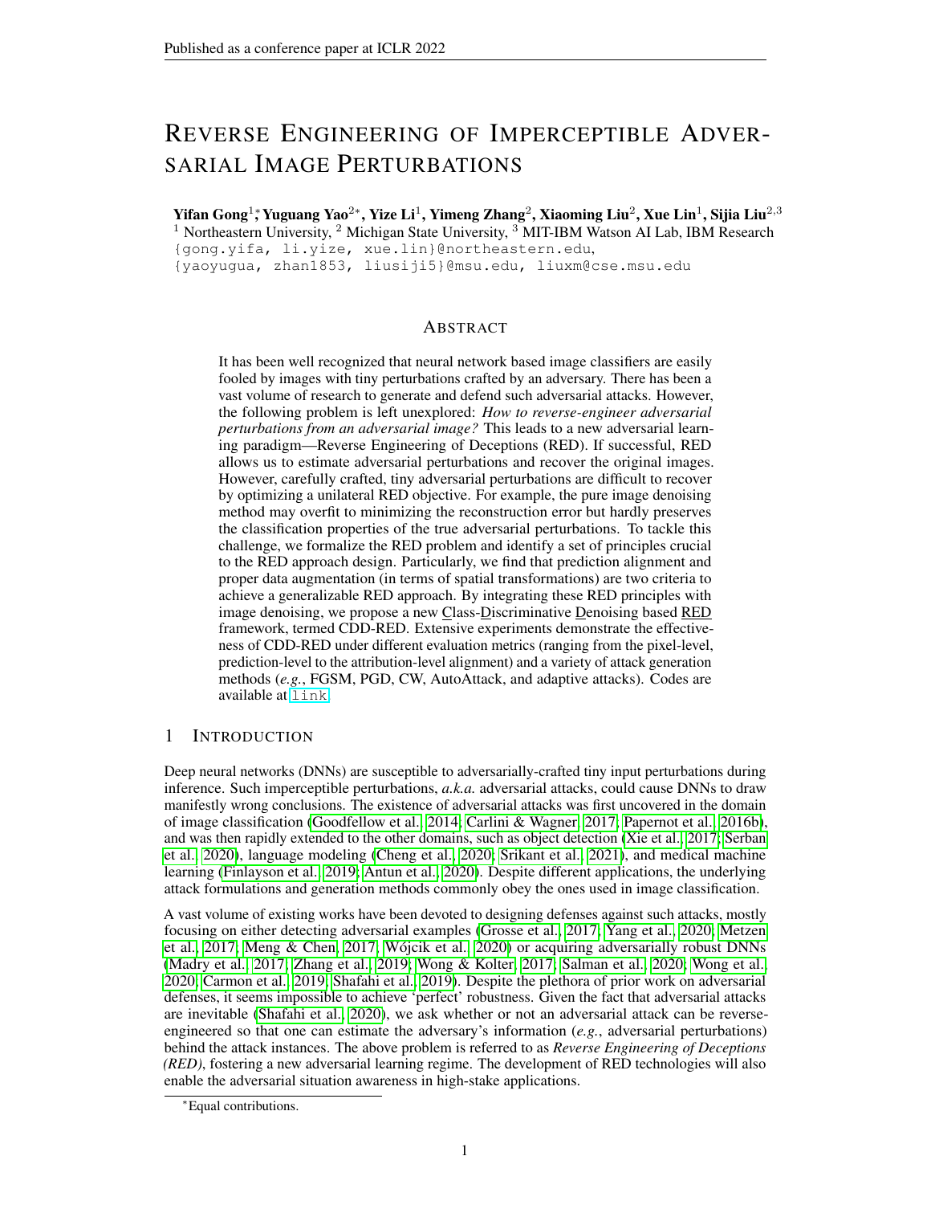# Reverse Engineering of Imperceptible Adversarial Image Perturbations

**Yifan Gong**[1]\***, Yuguang Yao**[2]\***, Yize Li**[1]**, Yimeng Zhang**[2]**, Xiaoming Liu**[2]**, Xue Lin**[1]**, Sijia Liu**[2,3]

[1] Northeastern University, [2] Michigan State University, [3] MIT-IBM Watson AI Lab, IBM Research

{gong.yifa, li.yize, xue.lin}@northeastern.edu,
{yaoyugua, zhan1853, liusiji5}@msu.edu, liuxm@cse.msu.edu

## Abstract

It has been well recognized that neural network based image classifiers are easily fooled by images with tiny perturbations crafted by an adversary. There has been a vast volume of research to generate and defend such adversarial attacks. However, the following problem is left unexplored: *How to reverse-engineer adversarial perturbations from an adversarial image?* This leads to a new adversarial learning paradigm—Reverse Engineering of Deceptions (RED). If successful, RED allows us to estimate adversarial perturbations and recover the original images. However, carefully crafted, tiny adversarial perturbations are difficult to recover by optimizing a unilateral RED objective. For example, the pure image denoising method may overfit to minimizing the reconstruction error but hardly preserves the classification properties of the true adversarial perturbations. To tackle this challenge, we formalize the RED problem and identify a set of principles crucial to the RED approach design. Particularly, we find that prediction alignment and proper data augmentation (in terms of spatial transformations) are two criteria to achieve a generalizable RED approach. By integrating these RED principles with image denoising, we propose a new Class-Discriminative Denoising based RED framework, termed CDD-RED. Extensive experiments demonstrate the effectiveness of CDD-RED under different evaluation metrics (ranging from the pixel-level, prediction-level to the attribution-level alignment) and a variety of attack generation methods (*e.g.*, FGSM, PGD, CW, AutoAttack, and adaptive attacks). Codes are available at link.

## 1 Introduction

Deep neural networks (DNNs) are susceptible to adversarially-crafted tiny input perturbations during inference. Such imperceptible perturbations, *a.k.a.* adversarial attacks, could cause DNNs to draw manifestly wrong conclusions. The existence of adversarial attacks was first uncovered in the domain of image classification (Goodfellow et al., 2014; Carlini & Wagner, 2017; Papernot et al., 2016b), and was then rapidly extended to the other domains, such as object detection (Xie et al., 2017; Serban et al., 2020), language modeling (Cheng et al., 2020; Srikant et al., 2021), and medical machine learning (Finlayson et al., 2019; Antun et al., 2020). Despite different applications, the underlying attack formulations and generation methods commonly obey the ones used in image classification.

A vast volume of existing works have been devoted to designing defenses against such attacks, mostly focusing on either detecting adversarial examples (Grosse et al., 2017; Yang et al., 2020; Metzen et al., 2017; Meng & Chen, 2017; Wójcik et al., 2020) or acquiring adversarially robust DNNs (Madry et al., 2017; Zhang et al., 2019; Wong & Kolter, 2017; Salman et al., 2020; Wong et al., 2020; Carmon et al., 2019; Shafahi et al., 2019). Despite the plethora of prior work on adversarial defenses, it seems impossible to achieve 'perfect' robustness. Given the fact that adversarial attacks are inevitable (Shafahi et al., 2020), we ask whether or not an adversarial attack can be reverse-engineered so that one can estimate the adversary's information (*e.g.*, adversarial perturbations) behind the attack instances. The above problem is referred to as *Reverse Engineering of Deceptions (RED)*, fostering a new adversarial learning regime. The development of RED technologies will also enable the adversarial situation awareness in high-stake applications.

\*Equal contributions.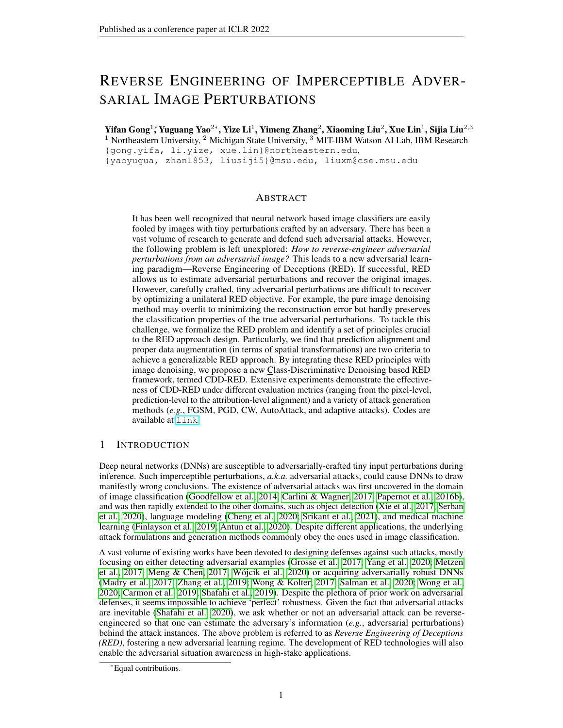# REVERSE ENGINEERING OF IMPERCEPTIBLE ADVERSARIAL IMAGE PERTURBATIONS

**Yifan Gong**[1]*, **Yuguang Yao**[2]*, **Yize Li**[1], **Yimeng Zhang**[2], **Xiaoming Liu**[2], **Xue Lin**[1], **Sijia Liu**[2,3]

[1] Northeastern University, [2] Michigan State University, [3] MIT-IBM Watson AI Lab, IBM Research

{gong.yifa, li.yize, xue.lin}@northeastern.edu,
{yaoyugua, zhan1853, liusiji5}@msu.edu, liuxm@cse.msu.edu

## ABSTRACT

It has been well recognized that neural network based image classifiers are easily fooled by images with tiny perturbations crafted by an adversary. There has been a vast volume of research to generate and defend such adversarial attacks. However, the following problem is left unexplored: *How to reverse-engineer adversarial perturbations from an adversarial image?* This leads to a new adversarial learning paradigm—Reverse Engineering of Deceptions (RED). If successful, RED allows us to estimate adversarial perturbations and recover the original images. However, carefully crafted, tiny adversarial perturbations are difficult to recover by optimizing a unilateral RED objective. For example, the pure image denoising method may overfit to minimizing the reconstruction error but hardly preserves the classification properties of the true adversarial perturbations. To tackle this challenge, we formalize the RED problem and identify a set of principles crucial to the RED approach design. Particularly, we find that prediction alignment and proper data augmentation (in terms of spatial transformations) are two criteria to achieve a generalizable RED approach. By integrating these RED principles with image denoising, we propose a new Class-Discriminative Denoising based RED framework, termed CDD-RED. Extensive experiments demonstrate the effectiveness of CDD-RED under different evaluation metrics (ranging from the pixel-level, prediction-level to the attribution-level alignment) and a variety of attack generation methods (*e.g.*, FGSM, PGD, CW, AutoAttack, and adaptive attacks). Codes are available at link.

## 1 INTRODUCTION

Deep neural networks (DNNs) are susceptible to adversarially-crafted tiny input perturbations during inference. Such imperceptible perturbations, *a.k.a.* adversarial attacks, could cause DNNs to draw manifestly wrong conclusions. The existence of adversarial attacks was first uncovered in the domain of image classification (Goodfellow et al., 2014; Carlini & Wagner, 2017; Papernot et al., 2016b), and was then rapidly extended to the other domains, such as object detection (Xie et al., 2017; Serban et al., 2020), language modeling (Cheng et al., 2020; Srikant et al., 2021), and medical machine learning (Finlayson et al., 2019; Antun et al., 2020). Despite different applications, the underlying attack formulations and generation methods commonly obey the ones used in image classification.

A vast volume of existing works have been devoted to designing defenses against such attacks, mostly focusing on either detecting adversarial examples (Grosse et al., 2017; Yang et al., 2020; Metzen et al., 2017; Meng & Chen, 2017; Wójcik et al., 2020) or acquiring adversarially robust DNNs (Madry et al., 2017; Zhang et al., 2019; Wong & Kolter, 2017; Salman et al., 2020; Wong et al., 2020; Carmon et al., 2019; Shafahi et al., 2019). Despite the plethora of prior work on adversarial defenses, it seems impossible to achieve 'perfect' robustness. Given the fact that adversarial attacks are inevitable (Shafahi et al., 2020), we ask whether or not an adversarial attack can be reverse-engineered so that one can estimate the adversary's information (*e.g.*, adversarial perturbations) behind the attack instances. The above problem is referred to as *Reverse Engineering of Deceptions (RED)*, fostering a new adversarial learning regime. The development of RED technologies will also enable the adversarial situation awareness in high-stake applications.

*Equal contributions.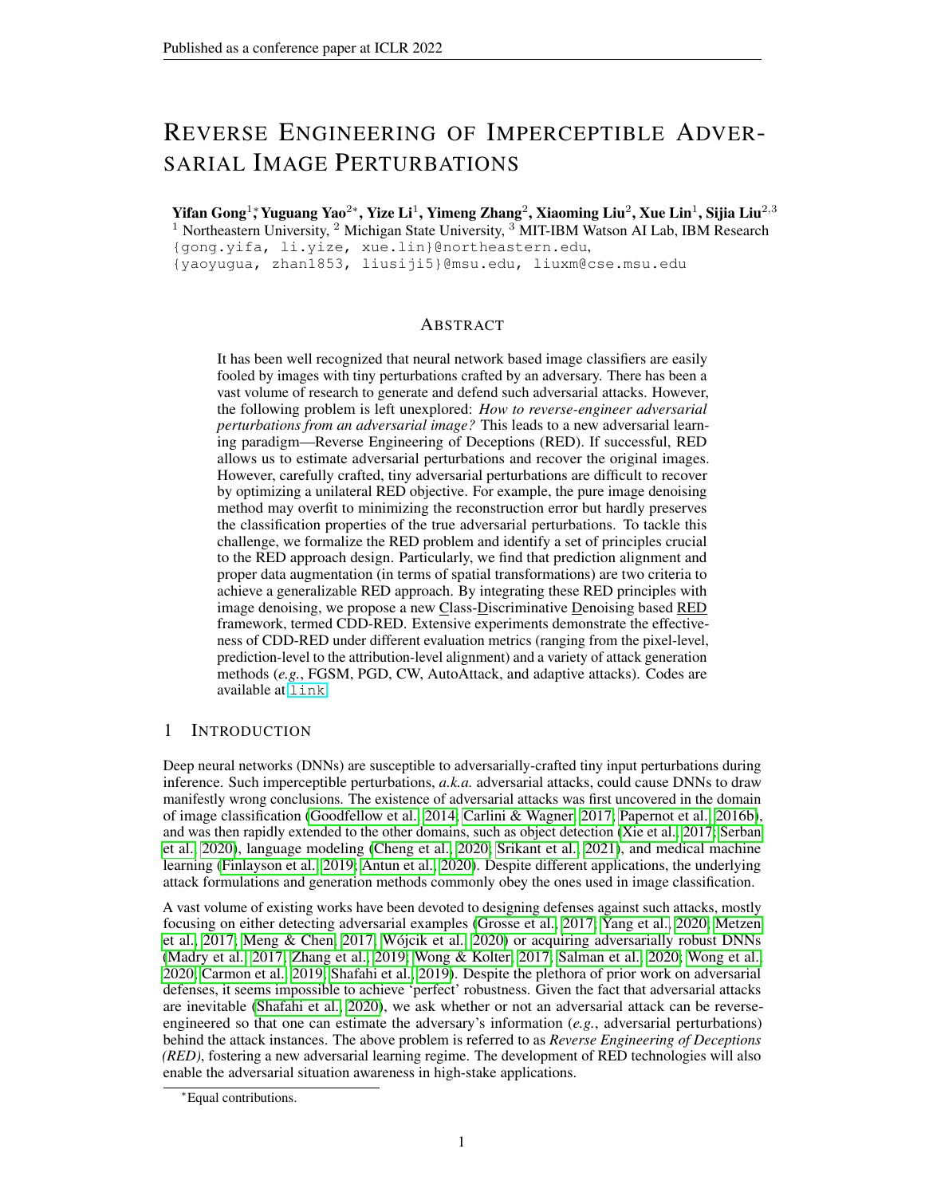# Reverse Engineering of Imperceptible Adversarial Image Perturbations

**Yifan Gong**[1]\***, Yuguang Yao**[2]\***, Yize Li**[1]**, Yimeng Zhang**[2]**, Xiaoming Liu**[2]**, Xue Lin**[1]**, Sijia Liu**[2,3]

[1] Northeastern University, [2] Michigan State University, [3] MIT-IBM Watson AI Lab, IBM Research

{gong.yifa, li.yize, xue.lin}@northeastern.edu,

{yaoyugua, zhan1853, liusiji5}@msu.edu, liuxm@cse.msu.edu

## Abstract

It has been well recognized that neural network based image classifiers are easily fooled by images with tiny perturbations crafted by an adversary. There has been a vast volume of research to generate and defend such adversarial attacks. However, the following problem is left unexplored: *How to reverse-engineer adversarial perturbations from an adversarial image?* This leads to a new adversarial learning paradigm—Reverse Engineering of Deceptions (RED). If successful, RED allows us to estimate adversarial perturbations and recover the original images. However, carefully crafted, tiny adversarial perturbations are difficult to recover by optimizing a unilateral RED objective. For example, the pure image denoising method may overfit to minimizing the reconstruction error but hardly preserves the classification properties of the true adversarial perturbations. To tackle this challenge, we formalize the RED problem and identify a set of principles crucial to the RED approach design. Particularly, we find that prediction alignment and proper data augmentation (in terms of spatial transformations) are two criteria to achieve a generalizable RED approach. By integrating these RED principles with image denoising, we propose a new Class-Discriminative Denoising based RED framework, termed CDD-RED. Extensive experiments demonstrate the effectiveness of CDD-RED under different evaluation metrics (ranging from the pixel-level, prediction-level to the attribution-level alignment) and a variety of attack generation methods (*e.g.*, FGSM, PGD, CW, AutoAttack, and adaptive attacks). Codes are available at link.

## 1 Introduction

Deep neural networks (DNNs) are susceptible to adversarially-crafted tiny input perturbations during inference. Such imperceptible perturbations, *a.k.a.* adversarial attacks, could cause DNNs to draw manifestly wrong conclusions. The existence of adversarial attacks was first uncovered in the domain of image classification (Goodfellow et al., 2014; Carlini & Wagner, 2017; Papernot et al., 2016b), and was then rapidly extended to the other domains, such as object detection (Xie et al., 2017; Serban et al., 2020), language modeling (Cheng et al., 2020; Srikant et al., 2021), and medical machine learning (Finlayson et al., 2019; Antun et al., 2020). Despite different applications, the underlying attack formulations and generation methods commonly obey the ones used in image classification.

A vast volume of existing works have been devoted to designing defenses against such attacks, mostly focusing on either detecting adversarial examples (Grosse et al., 2017; Yang et al., 2020; Metzen et al., 2017; Meng & Chen, 2017; Wójcik et al., 2020) or acquiring adversarially robust DNNs (Madry et al., 2017; Zhang et al., 2019; Wong & Kolter, 2017; Salman et al., 2020; Wong et al., 2020; Carmon et al., 2019; Shafahi et al., 2019). Despite the plethora of prior work on adversarial defenses, it seems impossible to achieve 'perfect' robustness. Given the fact that adversarial attacks are inevitable (Shafahi et al., 2020), we ask whether or not an adversarial attack can be reverse-engineered so that one can estimate the adversary's information (*e.g.*, adversarial perturbations) behind the attack instances. The above problem is referred to as *Reverse Engineering of Deceptions (RED)*, fostering a new adversarial learning regime. The development of RED technologies will also enable the adversarial situation awareness in high-stake applications.

\*Equal contributions.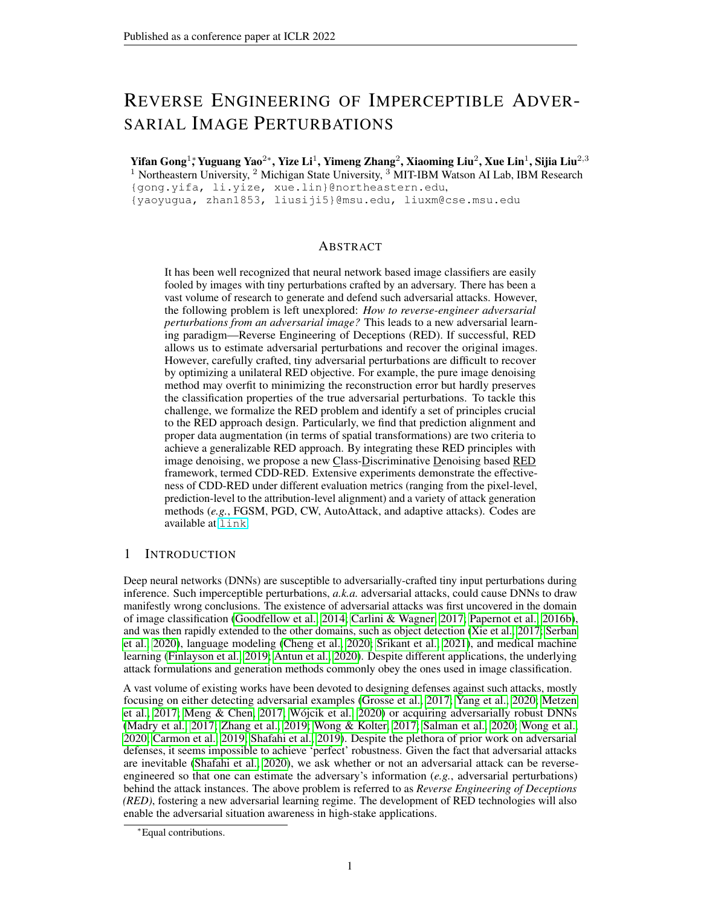# Reverse Engineering of Imperceptible Adversarial Image Perturbations

**Yifan Gong**[1]*, **Yuguang Yao**[2]*, **Yize Li**[1], **Yimeng Zhang**[2], **Xiaoming Liu**[2], **Xue Lin**[1], **Sijia Liu**[2,3]

[1] Northeastern University, [2] Michigan State University, [3] MIT-IBM Watson AI Lab, IBM Research

{gong.yifa, li.yize, xue.lin}@northeastern.edu,
{yaoyugua, zhan1853, liusiji5}@msu.edu, liuxm@cse.msu.edu

## Abstract

It has been well recognized that neural network based image classifiers are easily fooled by images with tiny perturbations crafted by an adversary. There has been a vast volume of research to generate and defend such adversarial attacks. However, the following problem is left unexplored: *How to reverse-engineer adversarial perturbations from an adversarial image?* This leads to a new adversarial learning paradigm—Reverse Engineering of Deceptions (RED). If successful, RED allows us to estimate adversarial perturbations and recover the original images. However, carefully crafted, tiny adversarial perturbations are difficult to recover by optimizing a unilateral RED objective. For example, the pure image denoising method may overfit to minimizing the reconstruction error but hardly preserves the classification properties of the true adversarial perturbations. To tackle this challenge, we formalize the RED problem and identify a set of principles crucial to the RED approach design. Particularly, we find that prediction alignment and proper data augmentation (in terms of spatial transformations) are two criteria to achieve a generalizable RED approach. By integrating these RED principles with image denoising, we propose a new Class-Discriminative Denoising based RED framework, termed CDD-RED. Extensive experiments demonstrate the effectiveness of CDD-RED under different evaluation metrics (ranging from the pixel-level, prediction-level to the attribution-level alignment) and a variety of attack generation methods (*e.g.*, FGSM, PGD, CW, AutoAttack, and adaptive attacks). Codes are available at link.

## 1 Introduction

Deep neural networks (DNNs) are susceptible to adversarially-crafted tiny input perturbations during inference. Such imperceptible perturbations, *a.k.a.* adversarial attacks, could cause DNNs to draw manifestly wrong conclusions. The existence of adversarial attacks was first uncovered in the domain of image classification (Goodfellow et al., 2014; Carlini & Wagner, 2017; Papernot et al., 2016b), and was then rapidly extended to the other domains, such as object detection (Xie et al., 2017; Serban et al., 2020), language modeling (Cheng et al., 2020; Srikant et al., 2021), and medical machine learning (Finlayson et al., 2019; Antun et al., 2020). Despite different applications, the underlying attack formulations and generation methods commonly obey the ones used in image classification.

A vast volume of existing works have been devoted to designing defenses against such attacks, mostly focusing on either detecting adversarial examples (Grosse et al., 2017; Yang et al., 2020; Metzen et al., 2017; Meng & Chen, 2017; Wójcik et al., 2020) or acquiring adversarially robust DNNs (Madry et al., 2017; Zhang et al., 2019; Wong & Kolter, 2017; Salman et al., 2020; Wong et al., 2020; Carmon et al., 2019; Shafahi et al., 2019). Despite the plethora of prior work on adversarial defenses, it seems impossible to achieve 'perfect' robustness. Given the fact that adversarial attacks are inevitable (Shafahi et al., 2020), we ask whether or not an adversarial attack can be reverse-engineered so that one can estimate the adversary's information (*e.g.*, adversarial perturbations) behind the attack instances. The above problem is referred to as *Reverse Engineering of Deceptions (RED)*, fostering a new adversarial learning regime. The development of RED technologies will also enable the adversarial situation awareness in high-stake applications.

*Equal contributions.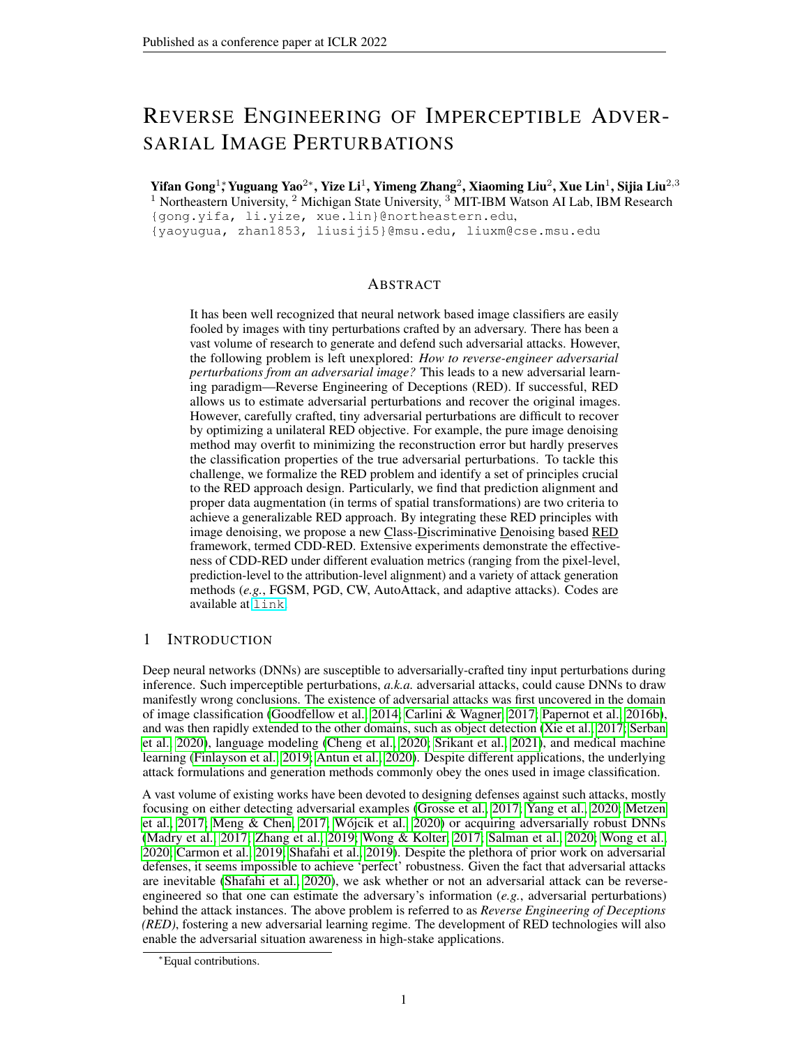# Reverse Engineering of Imperceptible Adversarial Image Perturbations

**Yifan Gong**[1]*, **Yuguang Yao**[2]*, **Yize Li**[1], **Yimeng Zhang**[2], **Xiaoming Liu**[2], **Xue Lin**[1], **Sijia Liu**[2,3]

[1] Northeastern University, [2] Michigan State University, [3] MIT-IBM Watson AI Lab, IBM Research

{gong.yifa, li.yize, xue.lin}@northeastern.edu,
{yaoyugua, zhan1853, liusiji5}@msu.edu, liuxm@cse.msu.edu

## Abstract

It has been well recognized that neural network based image classifiers are easily fooled by images with tiny perturbations crafted by an adversary. There has been a vast volume of research to generate and defend such adversarial attacks. However, the following problem is left unexplored: *How to reverse-engineer adversarial perturbations from an adversarial image?* This leads to a new adversarial learning paradigm—Reverse Engineering of Deceptions (RED). If successful, RED allows us to estimate adversarial perturbations and recover the original images. However, carefully crafted, tiny adversarial perturbations are difficult to recover by optimizing a unilateral RED objective. For example, the pure image denoising method may overfit to minimizing the reconstruction error but hardly preserves the classification properties of the true adversarial perturbations. To tackle this challenge, we formalize the RED problem and identify a set of principles crucial to the RED approach design. Particularly, we find that prediction alignment and proper data augmentation (in terms of spatial transformations) are two criteria to achieve a generalizable RED approach. By integrating these RED principles with image denoising, we propose a new Class-Discriminative Denoising based RED framework, termed CDD-RED. Extensive experiments demonstrate the effectiveness of CDD-RED under different evaluation metrics (ranging from the pixel-level, prediction-level to the attribution-level alignment) and a variety of attack generation methods (*e.g.*, FGSM, PGD, CW, AutoAttack, and adaptive attacks). Codes are available at link.

## 1 Introduction

Deep neural networks (DNNs) are susceptible to adversarially-crafted tiny input perturbations during inference. Such imperceptible perturbations, *a.k.a.* adversarial attacks, could cause DNNs to draw manifestly wrong conclusions. The existence of adversarial attacks was first uncovered in the domain of image classification (Goodfellow et al., 2014; Carlini & Wagner, 2017; Papernot et al., 2016b), and was then rapidly extended to the other domains, such as object detection (Xie et al., 2017; Serban et al., 2020), language modeling (Cheng et al., 2020; Srikant et al., 2021), and medical machine learning (Finlayson et al., 2019; Antun et al., 2020). Despite different applications, the underlying attack formulations and generation methods commonly obey the ones used in image classification.

A vast volume of existing works have been devoted to designing defenses against such attacks, mostly focusing on either detecting adversarial examples (Grosse et al., 2017; Yang et al., 2020; Metzen et al., 2017; Meng & Chen, 2017; Wójcik et al., 2020) or acquiring adversarially robust DNNs (Madry et al., 2017; Zhang et al., 2019; Wong & Kolter, 2017; Salman et al., 2020; Wong et al., 2020; Carmon et al., 2019; Shafahi et al., 2019). Despite the plethora of prior work on adversarial defenses, it seems impossible to achieve 'perfect' robustness. Given the fact that adversarial attacks are inevitable (Shafahi et al., 2020), we ask whether or not an adversarial attack can be reverse-engineered so that one can estimate the adversary's information (*e.g.*, adversarial perturbations) behind the attack instances. The above problem is referred to as *Reverse Engineering of Deceptions (RED)*, fostering a new adversarial learning regime. The development of RED technologies will also enable the adversarial situation awareness in high-stake applications.

*Equal contributions.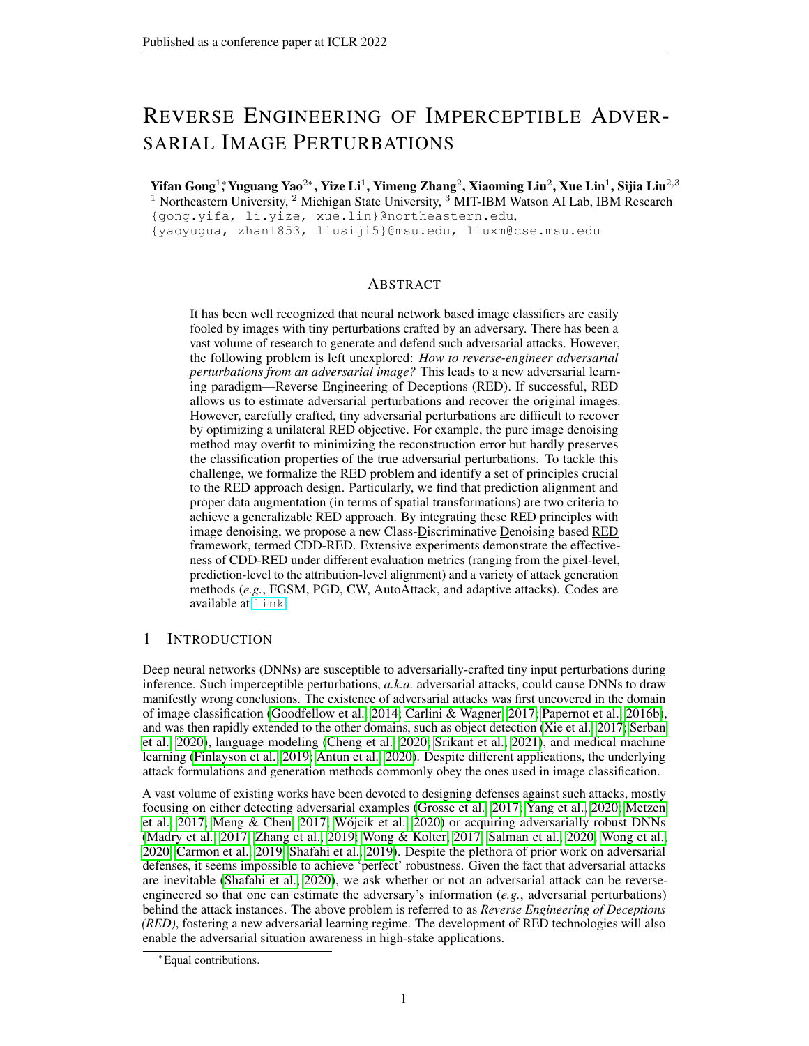# Reverse Engineering of Imperceptible Adversarial Image Perturbations

**Yifan Gong**[1]*, **Yuguang Yao**[2]*, **Yize Li**[1], **Yimeng Zhang**[2], **Xiaoming Liu**[2], **Xue Lin**[1], **Sijia Liu**[2,3]

[1] Northeastern University, [2] Michigan State University, [3] MIT-IBM Watson AI Lab, IBM Research

{gong.yifa, li.yize, xue.lin}@northeastern.edu,
{yaoyugua, zhan1853, liusiji5}@msu.edu, liuxm@cse.msu.edu

## Abstract

It has been well recognized that neural network based image classifiers are easily fooled by images with tiny perturbations crafted by an adversary. There has been a vast volume of research to generate and defend such adversarial attacks. However, the following problem is left unexplored: *How to reverse-engineer adversarial perturbations from an adversarial image?* This leads to a new adversarial learning paradigm—Reverse Engineering of Deceptions (RED). If successful, RED allows us to estimate adversarial perturbations and recover the original images. However, carefully crafted, tiny adversarial perturbations are difficult to recover by optimizing a unilateral RED objective. For example, the pure image denoising method may overfit to minimizing the reconstruction error but hardly preserves the classification properties of the true adversarial perturbations. To tackle this challenge, we formalize the RED problem and identify a set of principles crucial to the RED approach design. Particularly, we find that prediction alignment and proper data augmentation (in terms of spatial transformations) are two criteria to achieve a generalizable RED approach. By integrating these RED principles with image denoising, we propose a new Class-Discriminative Denoising based RED framework, termed CDD-RED. Extensive experiments demonstrate the effectiveness of CDD-RED under different evaluation metrics (ranging from the pixel-level, prediction-level to the attribution-level alignment) and a variety of attack generation methods (*e.g.*, FGSM, PGD, CW, AutoAttack, and adaptive attacks). Codes are available at link.

## 1 Introduction

Deep neural networks (DNNs) are susceptible to adversarially-crafted tiny input perturbations during inference. Such imperceptible perturbations, *a.k.a.* adversarial attacks, could cause DNNs to draw manifestly wrong conclusions. The existence of adversarial attacks was first uncovered in the domain of image classification (Goodfellow et al., 2014; Carlini & Wagner, 2017; Papernot et al., 2016b), and was then rapidly extended to the other domains, such as object detection (Xie et al., 2017; Serban et al., 2020), language modeling (Cheng et al., 2020; Srikant et al., 2021), and medical machine learning (Finlayson et al., 2019; Antun et al., 2020). Despite different applications, the underlying attack formulations and generation methods commonly obey the ones used in image classification.

A vast volume of existing works have been devoted to designing defenses against such attacks, mostly focusing on either detecting adversarial examples (Grosse et al., 2017; Yang et al., 2020; Metzen et al., 2017; Meng & Chen, 2017; Wójcik et al., 2020) or acquiring adversarially robust DNNs (Madry et al., 2017; Zhang et al., 2019; Wong & Kolter, 2017; Salman et al., 2020; Wong et al., 2020; Carmon et al., 2019; Shafahi et al., 2019). Despite the plethora of prior work on adversarial defenses, it seems impossible to achieve 'perfect' robustness. Given the fact that adversarial attacks are inevitable (Shafahi et al., 2020), we ask whether or not an adversarial attack can be reverse-engineered so that one can estimate the adversary's information (*e.g.*, adversarial perturbations) behind the attack instances. The above problem is referred to as *Reverse Engineering of Deceptions (RED)*, fostering a new adversarial learning regime. The development of RED technologies will also enable the adversarial situation awareness in high-stake applications.

*Equal contributions.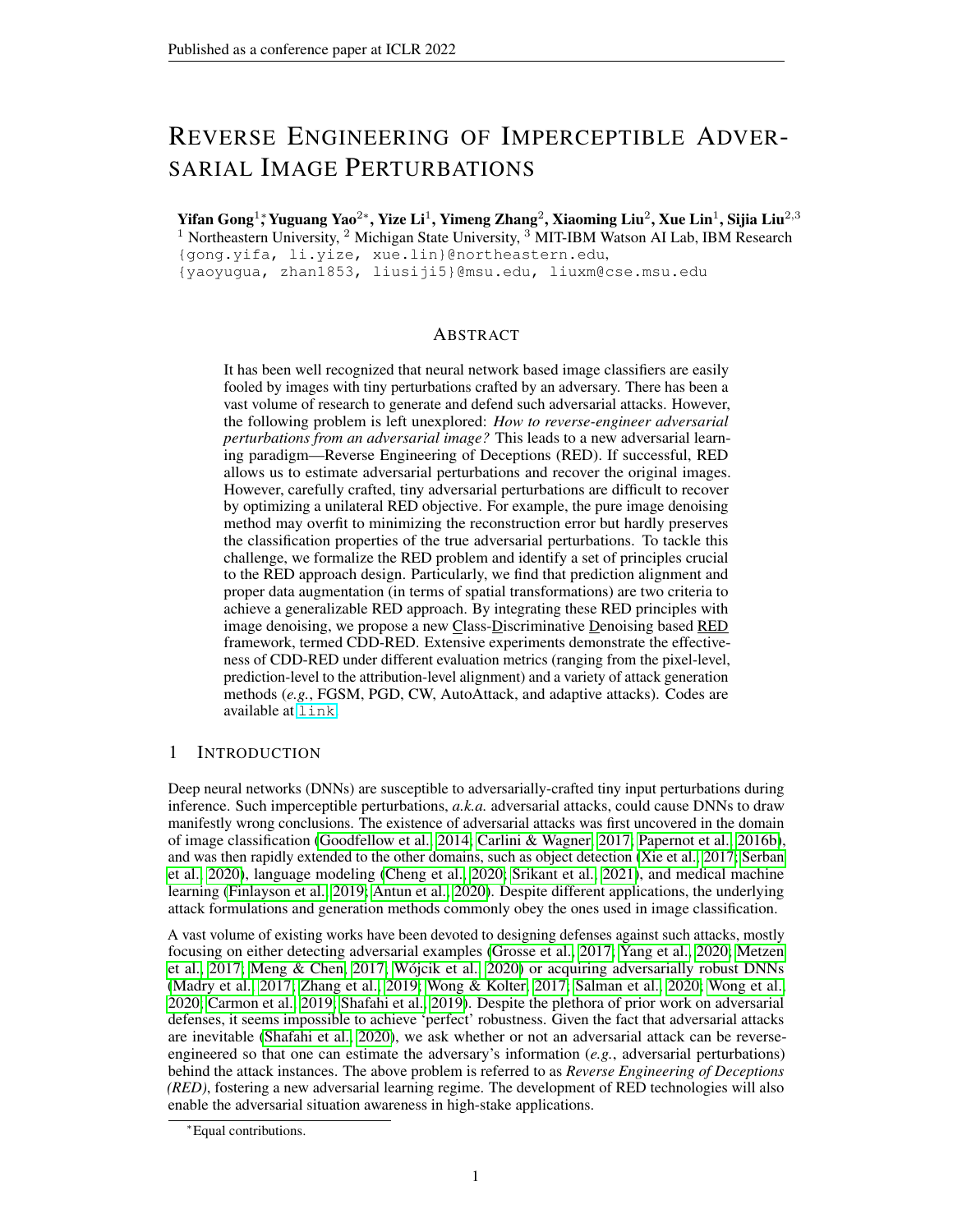# Reverse Engineering of Imperceptible Adversarial Image Perturbations

**Yifan Gong**[1]*, **Yuguang Yao**[2]*, **Yize Li**[1], **Yimeng Zhang**[2], **Xiaoming Liu**[2], **Xue Lin**[1], **Sijia Liu**[2,3]

[1] Northeastern University, [2] Michigan State University, [3] MIT-IBM Watson AI Lab, IBM Research

{gong.yifa, li.yize, xue.lin}@northeastern.edu,
{yaoyugua, zhan1853, liusiji5}@msu.edu, liuxm@cse.msu.edu

## Abstract

It has been well recognized that neural network based image classifiers are easily fooled by images with tiny perturbations crafted by an adversary. There has been a vast volume of research to generate and defend such adversarial attacks. However, the following problem is left unexplored: *How to reverse-engineer adversarial perturbations from an adversarial image?* This leads to a new adversarial learning paradigm—Reverse Engineering of Deceptions (RED). If successful, RED allows us to estimate adversarial perturbations and recover the original images. However, carefully crafted, tiny adversarial perturbations are difficult to recover by optimizing a unilateral RED objective. For example, the pure image denoising method may overfit to minimizing the reconstruction error but hardly preserves the classification properties of the true adversarial perturbations. To tackle this challenge, we formalize the RED problem and identify a set of principles crucial to the RED approach design. Particularly, we find that prediction alignment and proper data augmentation (in terms of spatial transformations) are two criteria to achieve a generalizable RED approach. By integrating these RED principles with image denoising, we propose a new Class-Discriminative Denoising based RED framework, termed CDD-RED. Extensive experiments demonstrate the effectiveness of CDD-RED under different evaluation metrics (ranging from the pixel-level, prediction-level to the attribution-level alignment) and a variety of attack generation methods (*e.g.*, FGSM, PGD, CW, AutoAttack, and adaptive attacks). Codes are available at link.

## 1 Introduction

Deep neural networks (DNNs) are susceptible to adversarially-crafted tiny input perturbations during inference. Such imperceptible perturbations, *a.k.a.* adversarial attacks, could cause DNNs to draw manifestly wrong conclusions. The existence of adversarial attacks was first uncovered in the domain of image classification (Goodfellow et al., 2014; Carlini & Wagner, 2017; Papernot et al., 2016b), and was then rapidly extended to the other domains, such as object detection (Xie et al., 2017; Serban et al., 2020), language modeling (Cheng et al., 2020; Srikant et al., 2021), and medical machine learning (Finlayson et al., 2019; Antun et al., 2020). Despite different applications, the underlying attack formulations and generation methods commonly obey the ones used in image classification.

A vast volume of existing works have been devoted to designing defenses against such attacks, mostly focusing on either detecting adversarial examples (Grosse et al., 2017; Yang et al., 2020; Metzen et al., 2017; Meng & Chen, 2017; Wójcik et al., 2020) or acquiring adversarially robust DNNs (Madry et al., 2017; Zhang et al., 2019; Wong & Kolter, 2017; Salman et al., 2020; Wong et al., 2020; Carmon et al., 2019; Shafahi et al., 2019). Despite the plethora of prior work on adversarial defenses, it seems impossible to achieve 'perfect' robustness. Given the fact that adversarial attacks are inevitable (Shafahi et al., 2020), we ask whether or not an adversarial attack can be reverse-engineered so that one can estimate the adversary's information (*e.g.*, adversarial perturbations) behind the attack instances. The above problem is referred to as *Reverse Engineering of Deceptions (RED)*, fostering a new adversarial learning regime. The development of RED technologies will also enable the adversarial situation awareness in high-stake applications.

*Equal contributions.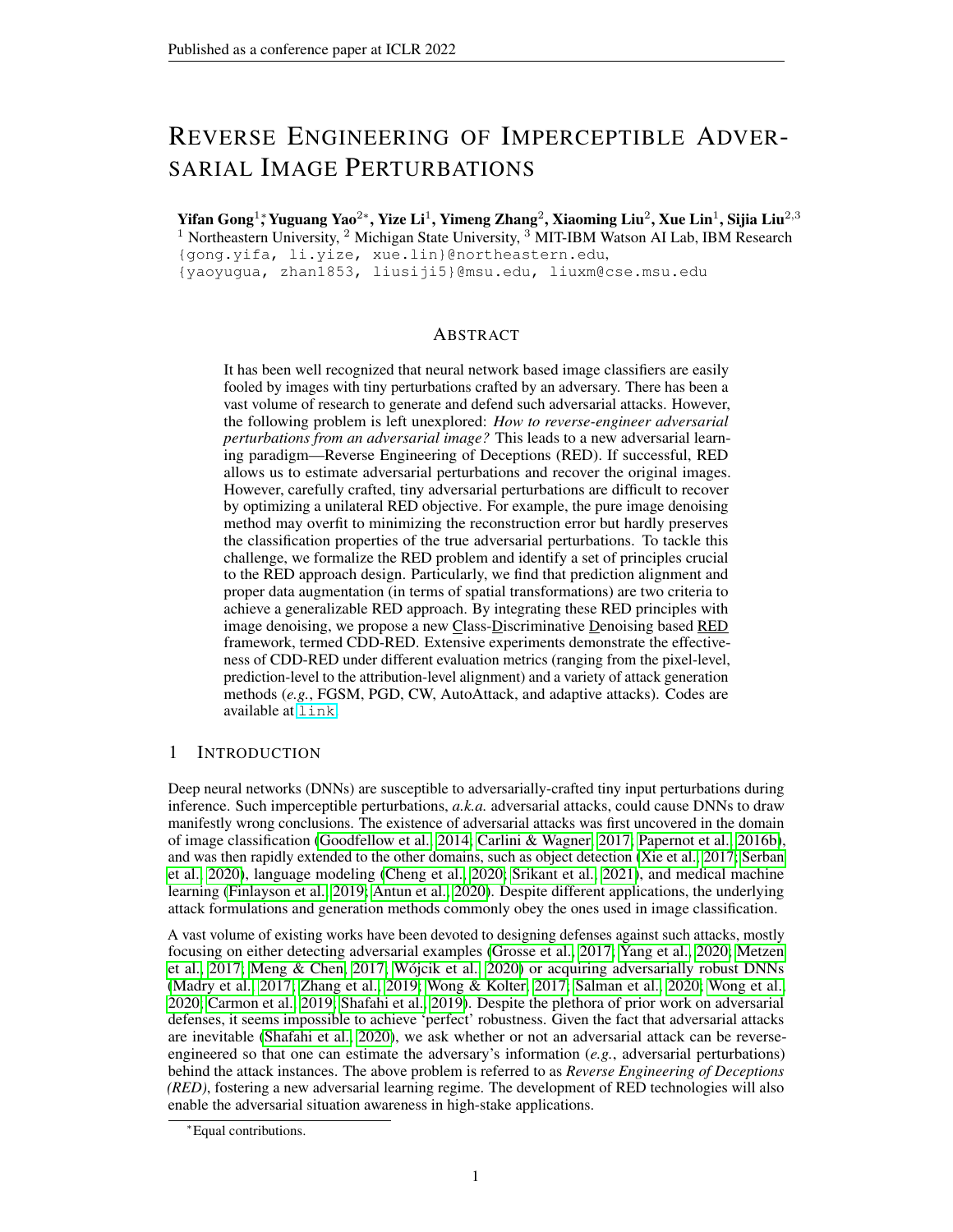# Reverse Engineering of Imperceptible Adversarial Image Perturbations

**Yifan Gong**[1]*, **Yuguang Yao**[2]*, **Yize Li**[1], **Yimeng Zhang**[2], **Xiaoming Liu**[2], **Xue Lin**[1], **Sijia Liu**[2,3]

[1] Northeastern University, [2] Michigan State University, [3] MIT-IBM Watson AI Lab, IBM Research

{gong.yifa, li.yize, xue.lin}@northeastern.edu,
{yaoyugua, zhan1853, liusiji5}@msu.edu, liuxm@cse.msu.edu

## Abstract

It has been well recognized that neural network based image classifiers are easily fooled by images with tiny perturbations crafted by an adversary. There has been a vast volume of research to generate and defend such adversarial attacks. However, the following problem is left unexplored: *How to reverse-engineer adversarial perturbations from an adversarial image?* This leads to a new adversarial learning paradigm—Reverse Engineering of Deceptions (RED). If successful, RED allows us to estimate adversarial perturbations and recover the original images. However, carefully crafted, tiny adversarial perturbations are difficult to recover by optimizing a unilateral RED objective. For example, the pure image denoising method may overfit to minimizing the reconstruction error but hardly preserves the classification properties of the true adversarial perturbations. To tackle this challenge, we formalize the RED problem and identify a set of principles crucial to the RED approach design. Particularly, we find that prediction alignment and proper data augmentation (in terms of spatial transformations) are two criteria to achieve a generalizable RED approach. By integrating these RED principles with image denoising, we propose a new Class-Discriminative Denoising based RED framework, termed CDD-RED. Extensive experiments demonstrate the effectiveness of CDD-RED under different evaluation metrics (ranging from the pixel-level, prediction-level to the attribution-level alignment) and a variety of attack generation methods (*e.g.*, FGSM, PGD, CW, AutoAttack, and adaptive attacks). Codes are available at link.

## 1 Introduction

Deep neural networks (DNNs) are susceptible to adversarially-crafted tiny input perturbations during inference. Such imperceptible perturbations, *a.k.a.* adversarial attacks, could cause DNNs to draw manifestly wrong conclusions. The existence of adversarial attacks was first uncovered in the domain of image classification (Goodfellow et al., 2014; Carlini & Wagner, 2017; Papernot et al., 2016b), and was then rapidly extended to the other domains, such as object detection (Xie et al., 2017; Serban et al., 2020), language modeling (Cheng et al., 2020; Srikant et al., 2021), and medical machine learning (Finlayson et al., 2019; Antun et al., 2020). Despite different applications, the underlying attack formulations and generation methods commonly obey the ones used in image classification.

A vast volume of existing works have been devoted to designing defenses against such attacks, mostly focusing on either detecting adversarial examples (Grosse et al., 2017; Yang et al., 2020; Metzen et al., 2017; Meng & Chen, 2017; Wójcik et al., 2020) or acquiring adversarially robust DNNs (Madry et al., 2017; Zhang et al., 2019; Wong & Kolter, 2017; Salman et al., 2020; Wong et al., 2020; Carmon et al., 2019; Shafahi et al., 2019). Despite the plethora of prior work on adversarial defenses, it seems impossible to achieve 'perfect' robustness. Given the fact that adversarial attacks are inevitable (Shafahi et al., 2020), we ask whether or not an adversarial attack can be reverse-engineered so that one can estimate the adversary's information (*e.g.*, adversarial perturbations) behind the attack instances. The above problem is referred to as *Reverse Engineering of Deceptions (RED)*, fostering a new adversarial learning regime. The development of RED technologies will also enable the adversarial situation awareness in high-stake applications.

*Equal contributions.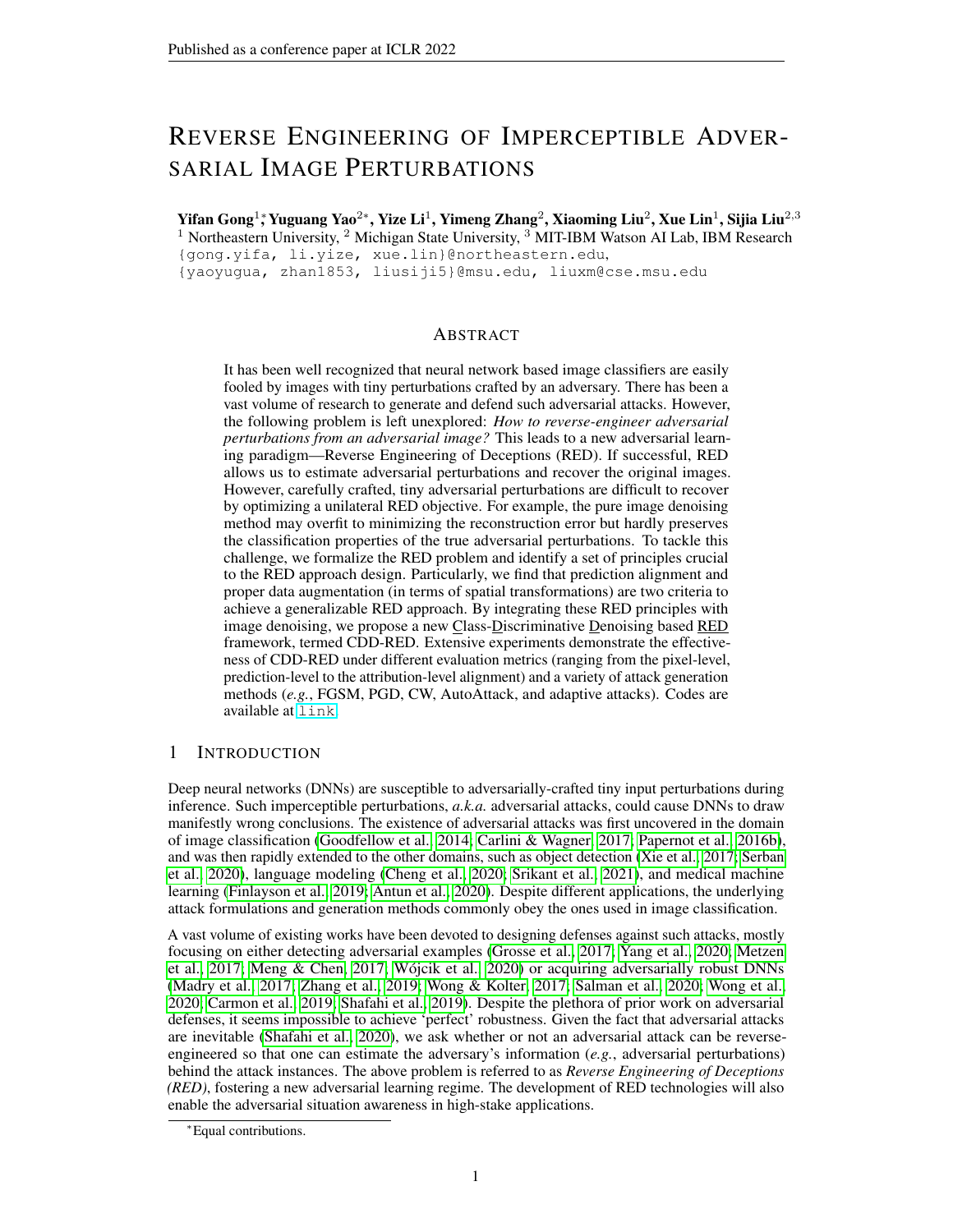# Reverse Engineering of Imperceptible Adversarial Image Perturbations

**Yifan Gong**[1]*, **Yuguang Yao**[2]*, **Yize Li**[1], **Yimeng Zhang**[2], **Xiaoming Liu**[2], **Xue Lin**[1], **Sijia Liu**[2,3]

[1] Northeastern University, [2] Michigan State University, [3] MIT-IBM Watson AI Lab, IBM Research

{gong.yifa, li.yize, xue.lin}@northeastern.edu,
{yaoyugua, zhan1853, liusiji5}@msu.edu, liuxm@cse.msu.edu

## Abstract

It has been well recognized that neural network based image classifiers are easily fooled by images with tiny perturbations crafted by an adversary. There has been a vast volume of research to generate and defend such adversarial attacks. However, the following problem is left unexplored: *How to reverse-engineer adversarial perturbations from an adversarial image?* This leads to a new adversarial learning paradigm—Reverse Engineering of Deceptions (RED). If successful, RED allows us to estimate adversarial perturbations and recover the original images. However, carefully crafted, tiny adversarial perturbations are difficult to recover by optimizing a unilateral RED objective. For example, the pure image denoising method may overfit to minimizing the reconstruction error but hardly preserves the classification properties of the true adversarial perturbations. To tackle this challenge, we formalize the RED problem and identify a set of principles crucial to the RED approach design. Particularly, we find that prediction alignment and proper data augmentation (in terms of spatial transformations) are two criteria to achieve a generalizable RED approach. By integrating these RED principles with image denoising, we propose a new Class-Discriminative Denoising based RED framework, termed CDD-RED. Extensive experiments demonstrate the effectiveness of CDD-RED under different evaluation metrics (ranging from the pixel-level, prediction-level to the attribution-level alignment) and a variety of attack generation methods (*e.g.*, FGSM, PGD, CW, AutoAttack, and adaptive attacks). Codes are available at link.

## 1 Introduction

Deep neural networks (DNNs) are susceptible to adversarially-crafted tiny input perturbations during inference. Such imperceptible perturbations, *a.k.a.* adversarial attacks, could cause DNNs to draw manifestly wrong conclusions. The existence of adversarial attacks was first uncovered in the domain of image classification (Goodfellow et al., 2014; Carlini & Wagner, 2017; Papernot et al., 2016b), and was then rapidly extended to the other domains, such as object detection (Xie et al., 2017; Serban et al., 2020), language modeling (Cheng et al., 2020; Srikant et al., 2021), and medical machine learning (Finlayson et al., 2019; Antun et al., 2020). Despite different applications, the underlying attack formulations and generation methods commonly obey the ones used in image classification.

A vast volume of existing works have been devoted to designing defenses against such attacks, mostly focusing on either detecting adversarial examples (Grosse et al., 2017; Yang et al., 2020; Metzen et al., 2017; Meng & Chen, 2017; Wójcik et al., 2020) or acquiring adversarially robust DNNs (Madry et al., 2017; Zhang et al., 2019; Wong & Kolter, 2017; Salman et al., 2020; Wong et al., 2020; Carmon et al., 2019; Shafahi et al., 2019). Despite the plethora of prior work on adversarial defenses, it seems impossible to achieve 'perfect' robustness. Given the fact that adversarial attacks are inevitable (Shafahi et al., 2020), we ask whether or not an adversarial attack can be reverse-engineered so that one can estimate the adversary's information (*e.g.*, adversarial perturbations) behind the attack instances. The above problem is referred to as *Reverse Engineering of Deceptions (RED)*, fostering a new adversarial learning regime. The development of RED technologies will also enable the adversarial situation awareness in high-stake applications.

*Equal contributions.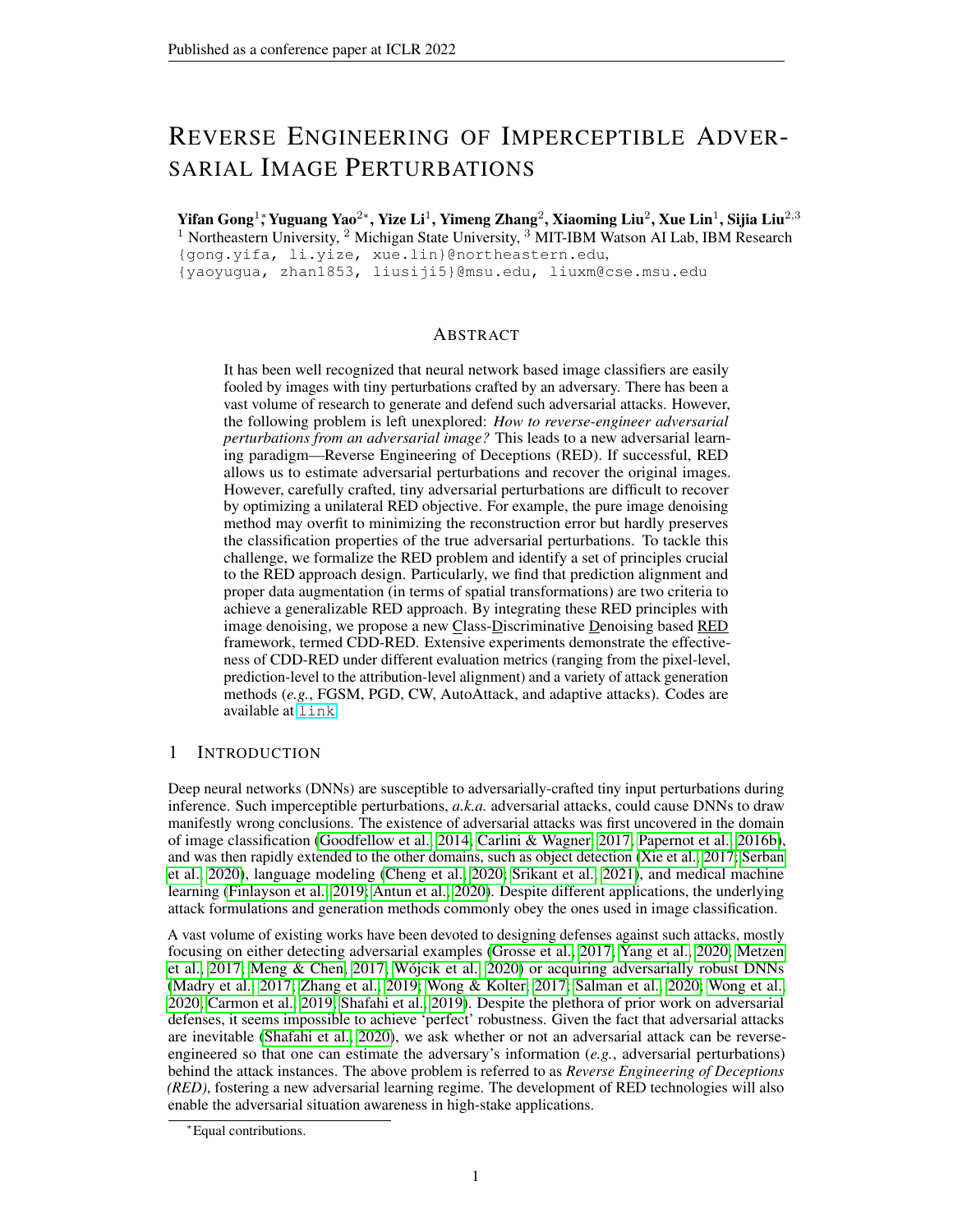# REVERSE ENGINEERING OF IMPERCEPTIBLE ADVERSARIAL IMAGE PERTURBATIONS

**Yifan Gong**[1]*, **Yuguang Yao**[2]*, **Yize Li**[1], **Yimeng Zhang**[2], **Xiaoming Liu**[2], **Xue Lin**[1], **Sijia Liu**[2,3]

[1] Northeastern University, [2] Michigan State University, [3] MIT-IBM Watson AI Lab, IBM Research

{gong.yifa, li.yize, xue.lin}@northeastern.edu,
{yaoyugua, zhan1853, liusiji5}@msu.edu, liuxm@cse.msu.edu

## ABSTRACT

It has been well recognized that neural network based image classifiers are easily fooled by images with tiny perturbations crafted by an adversary. There has been a vast volume of research to generate and defend such adversarial attacks. However, the following problem is left unexplored: *How to reverse-engineer adversarial perturbations from an adversarial image?* This leads to a new adversarial learning paradigm—Reverse Engineering of Deceptions (RED). If successful, RED allows us to estimate adversarial perturbations and recover the original images. However, carefully crafted, tiny adversarial perturbations are difficult to recover by optimizing a unilateral RED objective. For example, the pure image denoising method may overfit to minimizing the reconstruction error but hardly preserves the classification properties of the true adversarial perturbations. To tackle this challenge, we formalize the RED problem and identify a set of principles crucial to the RED approach design. Particularly, we find that prediction alignment and proper data augmentation (in terms of spatial transformations) are two criteria to achieve a generalizable RED approach. By integrating these RED principles with image denoising, we propose a new Class-Discriminative Denoising based RED framework, termed CDD-RED. Extensive experiments demonstrate the effectiveness of CDD-RED under different evaluation metrics (ranging from the pixel-level, prediction-level to the attribution-level alignment) and a variety of attack generation methods (*e.g.*, FGSM, PGD, CW, AutoAttack, and adaptive attacks). Codes are available at link.

## 1 INTRODUCTION

Deep neural networks (DNNs) are susceptible to adversarially-crafted tiny input perturbations during inference. Such imperceptible perturbations, *a.k.a.* adversarial attacks, could cause DNNs to draw manifestly wrong conclusions. The existence of adversarial attacks was first uncovered in the domain of image classification (Goodfellow et al., 2014; Carlini & Wagner, 2017; Papernot et al., 2016b), and was then rapidly extended to the other domains, such as object detection (Xie et al., 2017; Serban et al., 2020), language modeling (Cheng et al., 2020; Srikant et al., 2021), and medical machine learning (Finlayson et al., 2019; Antun et al., 2020). Despite different applications, the underlying attack formulations and generation methods commonly obey the ones used in image classification.

A vast volume of existing works have been devoted to designing defenses against such attacks, mostly focusing on either detecting adversarial examples (Grosse et al., 2017; Yang et al., 2020; Metzen et al., 2017; Meng & Chen, 2017; Wójcik et al., 2020) or acquiring adversarially robust DNNs (Madry et al., 2017; Zhang et al., 2019; Wong & Kolter, 2017; Salman et al., 2020; Wong et al., 2020; Carmon et al., 2019; Shafahi et al., 2019). Despite the plethora of prior work on adversarial defenses, it seems impossible to achieve 'perfect' robustness. Given the fact that adversarial attacks are inevitable (Shafahi et al., 2020), we ask whether or not an adversarial attack can be reverse-engineered so that one can estimate the adversary's information (*e.g.*, adversarial perturbations) behind the attack instances. The above problem is referred to as *Reverse Engineering of Deceptions (RED)*, fostering a new adversarial learning regime. The development of RED technologies will also enable the adversarial situation awareness in high-stake applications.

*Equal contributions.